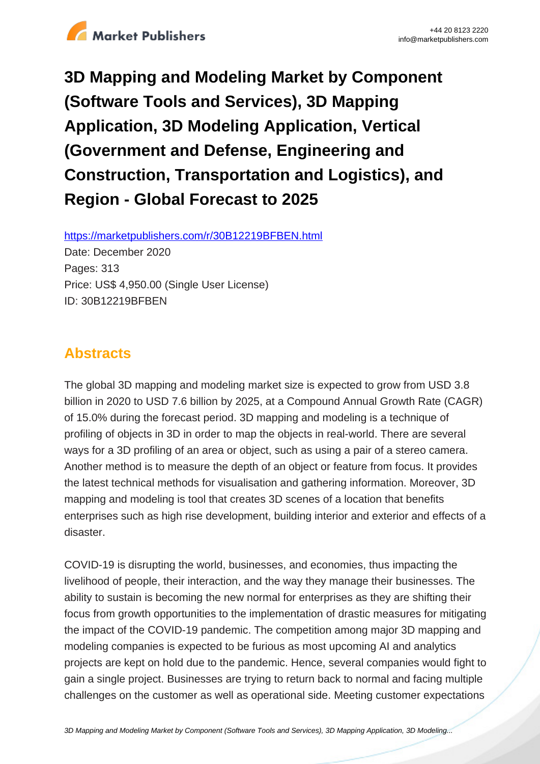# 3D Mapping and Modeling Market by Component (Software Tools and Services), 3D Mapping Application, 3D Modeling Application, Vertical (Government and Defense, Engineering and Construction, Transportation and Logistics), and Region - Global Forecast to 2025

https://marketpublishers.com/r/30B12219BFBEN.html

Date: December 2020

Pages: 313

Price: US$ 4,950.00 (Single User License)

ID: 30B12219BFBEN

## Abstracts

The global 3D mapping and modeling market size is expected to grow from USD 3.8 billion in 2020 to USD 7.6 billion by 2025, at a Compound Annual Growth Rate (CAGR) of 15.0% during the forecast period. 3D mapping and modeling is a technique of profiling of objects in 3D in order to map the objects in real-world. There are several ways for a 3D profiling of an area or object, such as using a pair of a stereo camera. Another method is to measure the depth of an object or feature from focus. It provides the latest technical methods for visualisation and gathering information. Moreover, 3D mapping and modeling is tool that creates 3D scenes of a location that benefits enterprises such as high rise development, building interior and exterior and effects of a disaster.

COVID-19 is disrupting the world, businesses, and economies, thus impacting the livelihood of people, their interaction, and the way they manage their businesses. The ability to sustain is becoming the new normal for enterprises as they are shifting their focus from growth opportunities to the implementation of drastic measures for mitigating the impact of the COVID-19 pandemic. The competition among major 3D mapping and modeling companies is expected to be furious as most upcoming AI and analytics projects are kept on hold due to the pandemic. Hence, several companies would fight to gain a single project. Businesses are trying to return back to normal and facing multiple challenges on the customer as well as operational side. Meeting customer expectations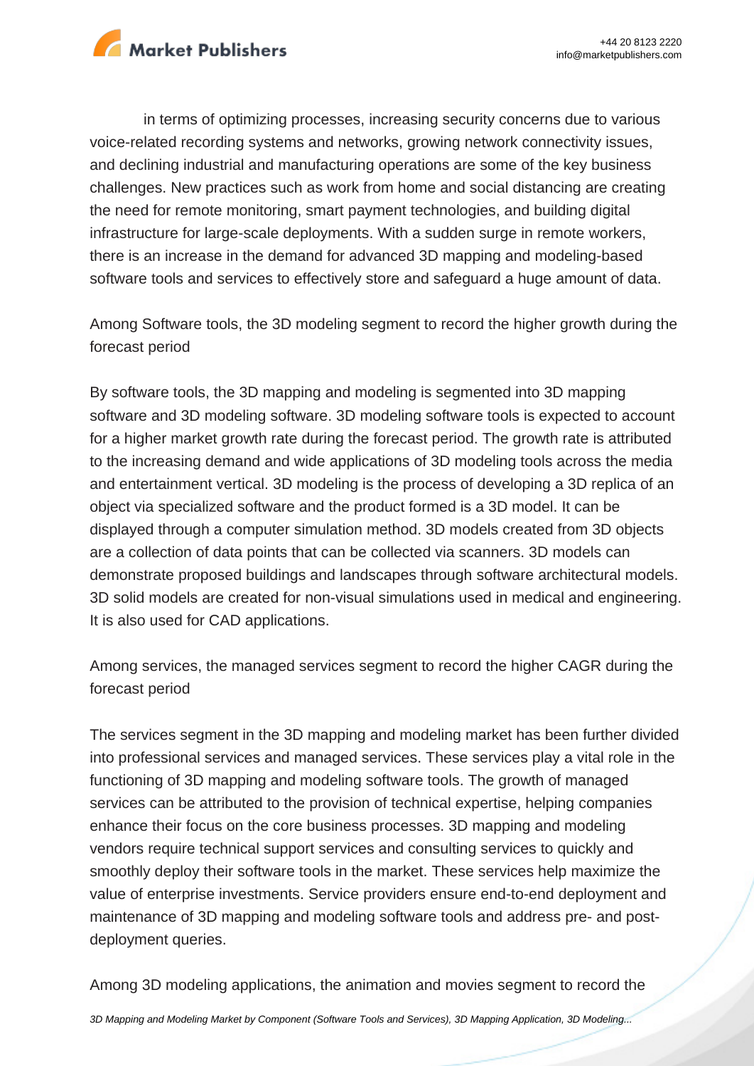in terms of optimizing processes, increasing security concerns due to various voice-related recording systems and networks, growing network connectivity issues, and declining industrial and manufacturing operations are some of the key business challenges. New practices such as work from home and social distancing are creating the need for remote monitoring, smart payment technologies, and building digital infrastructure for large-scale deployments. With a sudden surge in remote workers, there is an increase in the demand for advanced 3D mapping and modeling-based software tools and services to effectively store and safeguard a huge amount of data.

Among Software tools, the 3D modeling segment to record the higher growth during the forecast period

By software tools, the 3D mapping and modeling is segmented into 3D mapping software and 3D modeling software. 3D modeling software tools is expected to account for a higher market growth rate during the forecast period. The growth rate is attributed to the increasing demand and wide applications of 3D modeling tools across the media and entertainment vertical. 3D modeling is the process of developing a 3D replica of an object via specialized software and the product formed is a 3D model. It can be displayed through a computer simulation method. 3D models created from 3D objects are a collection of data points that can be collected via scanners. 3D models can demonstrate proposed buildings and landscapes through software architectural models. 3D solid models are created for non-visual simulations used in medical and engineering. It is also used for CAD applications.

Among services, the managed services segment to record the higher CAGR during the forecast period

The services segment in the 3D mapping and modeling market has been further divided into professional services and managed services. These services play a vital role in the functioning of 3D mapping and modeling software tools. The growth of managed services can be attributed to the provision of technical expertise, helping companies enhance their focus on the core business processes. 3D mapping and modeling vendors require technical support services and consulting services to quickly and smoothly deploy their software tools in the market. These services help maximize the value of enterprise investments. Service providers ensure end-to-end deployment and maintenance of 3D mapping and modeling software tools and address pre- and post-deployment queries.

Among 3D modeling applications, the animation and movies segment to record the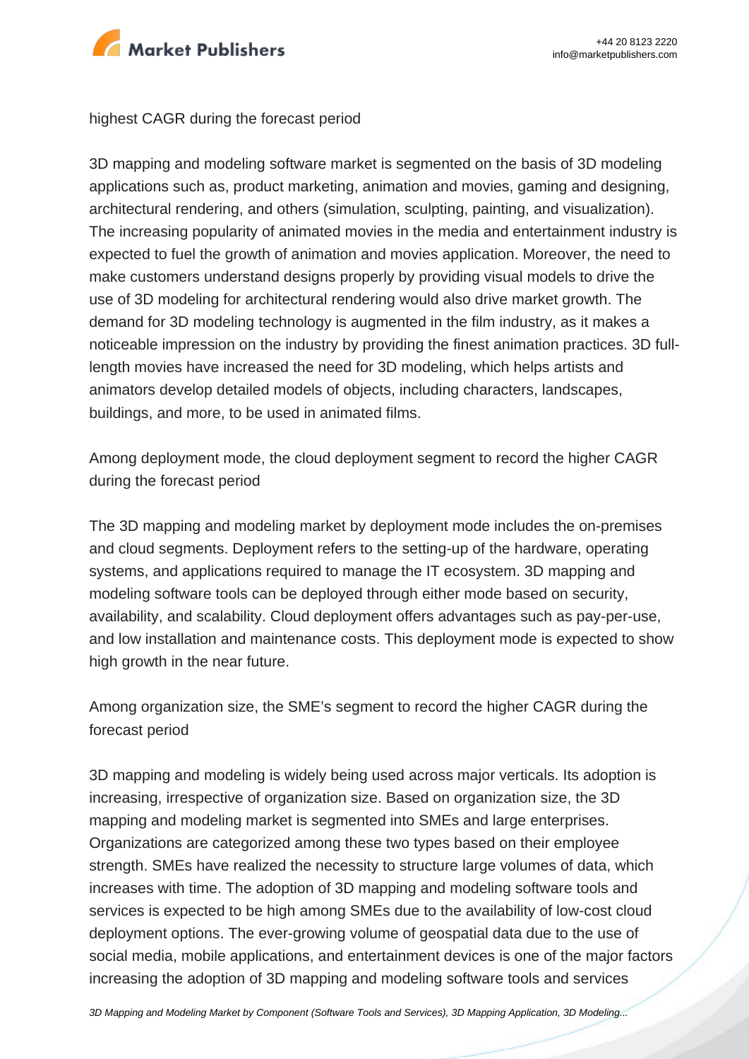highest CAGR during the forecast period

3D mapping and modeling software market is segmented on the basis of 3D modeling applications such as, product marketing, animation and movies, gaming and designing, architectural rendering, and others (simulation, sculpting, painting, and visualization). The increasing popularity of animated movies in the media and entertainment industry is expected to fuel the growth of animation and movies application. Moreover, the need to make customers understand designs properly by providing visual models to drive the use of 3D modeling for architectural rendering would also drive market growth. The demand for 3D modeling technology is augmented in the film industry, as it makes a noticeable impression on the industry by providing the finest animation practices. 3D full-length movies have increased the need for 3D modeling, which helps artists and animators develop detailed models of objects, including characters, landscapes, buildings, and more, to be used in animated films.

Among deployment mode, the cloud deployment segment to record the higher CAGR during the forecast period

The 3D mapping and modeling market by deployment mode includes the on-premises and cloud segments. Deployment refers to the setting-up of the hardware, operating systems, and applications required to manage the IT ecosystem. 3D mapping and modeling software tools can be deployed through either mode based on security, availability, and scalability. Cloud deployment offers advantages such as pay-per-use, and low installation and maintenance costs. This deployment mode is expected to show high growth in the near future.

Among organization size, the SME's segment to record the higher CAGR during the forecast period

3D mapping and modeling is widely being used across major verticals. Its adoption is increasing, irrespective of organization size. Based on organization size, the 3D mapping and modeling market is segmented into SMEs and large enterprises. Organizations are categorized among these two types based on their employee strength. SMEs have realized the necessity to structure large volumes of data, which increases with time. The adoption of 3D mapping and modeling software tools and services is expected to be high among SMEs due to the availability of low-cost cloud deployment options. The ever-growing volume of geospatial data due to the use of social media, mobile applications, and entertainment devices is one of the major factors increasing the adoption of 3D mapping and modeling software tools and services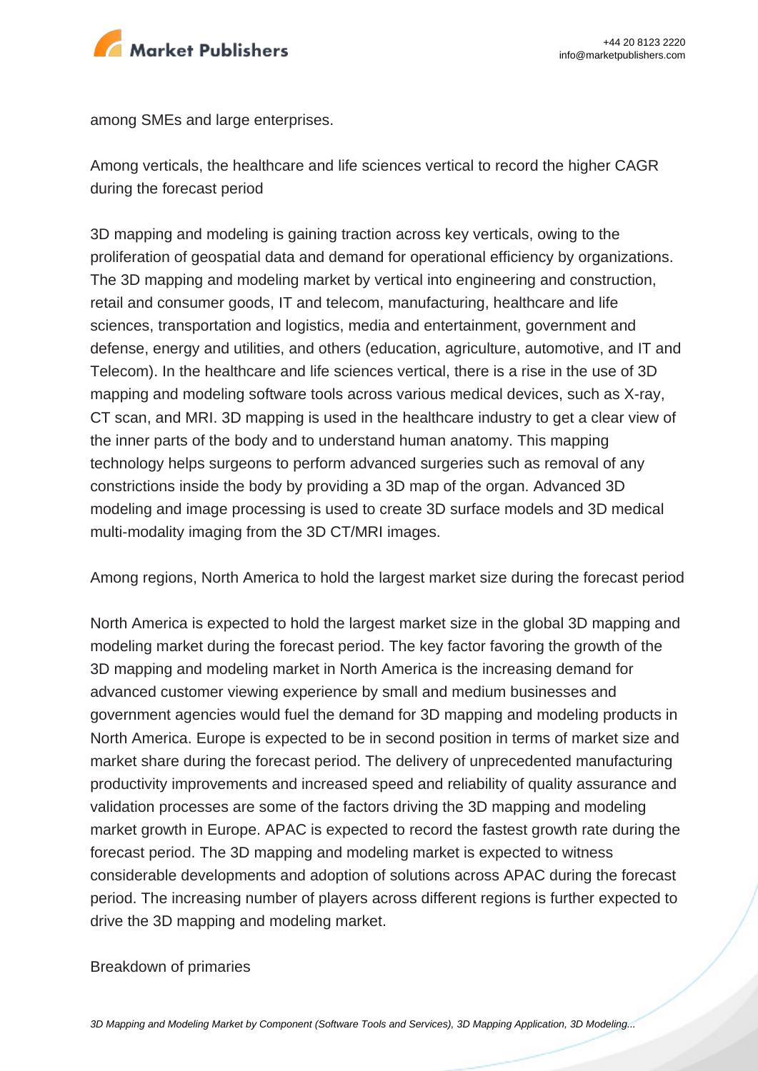among SMEs and large enterprises.

Among verticals, the healthcare and life sciences vertical to record the higher CAGR during the forecast period

3D mapping and modeling is gaining traction across key verticals, owing to the proliferation of geospatial data and demand for operational efficiency by organizations. The 3D mapping and modeling market by vertical into engineering and construction, retail and consumer goods, IT and telecom, manufacturing, healthcare and life sciences, transportation and logistics, media and entertainment, government and defense, energy and utilities, and others (education, agriculture, automotive, and IT and Telecom). In the healthcare and life sciences vertical, there is a rise in the use of 3D mapping and modeling software tools across various medical devices, such as X-ray, CT scan, and MRI. 3D mapping is used in the healthcare industry to get a clear view of the inner parts of the body and to understand human anatomy. This mapping technology helps surgeons to perform advanced surgeries such as removal of any constrictions inside the body by providing a 3D map of the organ. Advanced 3D modeling and image processing is used to create 3D surface models and 3D medical multi-modality imaging from the 3D CT/MRI images.

Among regions, North America to hold the largest market size during the forecast period

North America is expected to hold the largest market size in the global 3D mapping and modeling market during the forecast period. The key factor favoring the growth of the 3D mapping and modeling market in North America is the increasing demand for advanced customer viewing experience by small and medium businesses and government agencies would fuel the demand for 3D mapping and modeling products in North America. Europe is expected to be in second position in terms of market size and market share during the forecast period. The delivery of unprecedented manufacturing productivity improvements and increased speed and reliability of quality assurance and validation processes are some of the factors driving the 3D mapping and modeling market growth in Europe. APAC is expected to record the fastest growth rate during the forecast period. The 3D mapping and modeling market is expected to witness considerable developments and adoption of solutions across APAC during the forecast period. The increasing number of players across different regions is further expected to drive the 3D mapping and modeling market.

Breakdown of primaries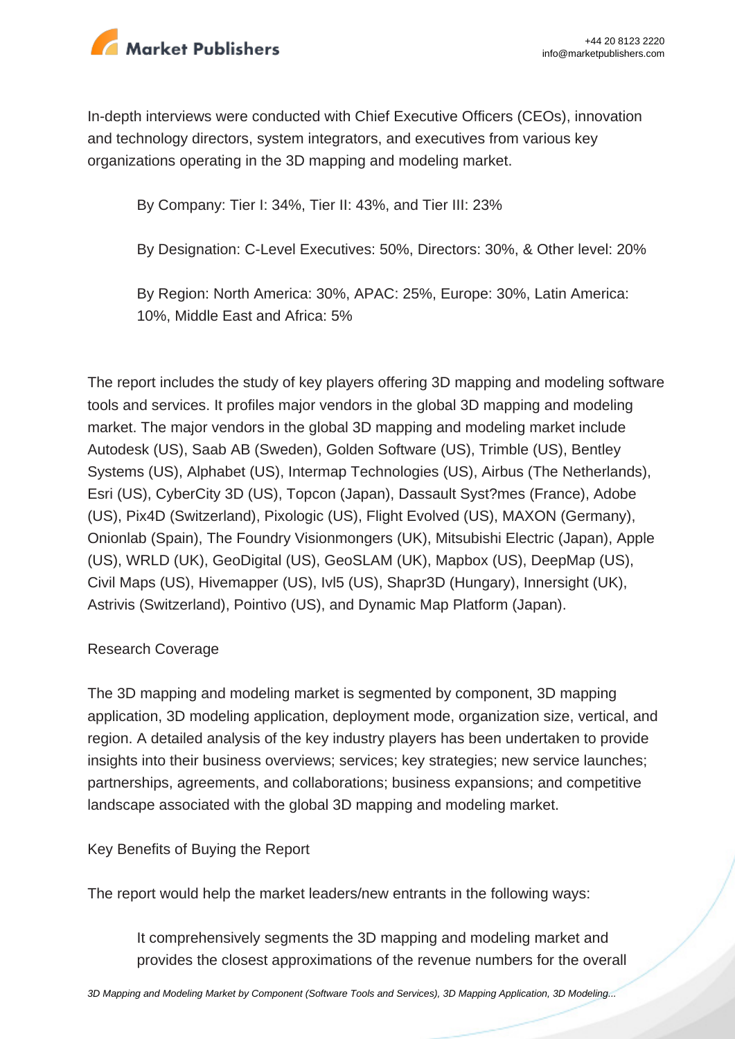In-depth interviews were conducted with Chief Executive Officers (CEOs), innovation and technology directors, system integrators, and executives from various key organizations operating in the 3D mapping and modeling market.

- By Company: Tier I: 34%, Tier II: 43%, and Tier III: 23%
- By Designation: C-Level Executives: 50%, Directors: 30%, & Other level: 20%
- By Region: North America: 30%, APAC: 25%, Europe: 30%, Latin America: 10%, Middle East and Africa: 5%

The report includes the study of key players offering 3D mapping and modeling software tools and services. It profiles major vendors in the global 3D mapping and modeling market. The major vendors in the global 3D mapping and modeling market include Autodesk (US), Saab AB (Sweden), Golden Software (US), Trimble (US), Bentley Systems (US), Alphabet (US), Intermap Technologies (US), Airbus (The Netherlands), Esri (US), CyberCity 3D (US), Topcon (Japan), Dassault Syst?mes (France), Adobe (US), Pix4D (Switzerland), Pixologic (US), Flight Evolved (US), MAXON (Germany), Onionlab (Spain), The Foundry Visionmongers (UK), Mitsubishi Electric (Japan), Apple (US), WRLD (UK), GeoDigital (US), GeoSLAM (UK), Mapbox (US), DeepMap (US), Civil Maps (US), Hivemapper (US), Ivl5 (US), Shapr3D (Hungary), Innersight (UK), Astrivis (Switzerland), Pointivo (US), and Dynamic Map Platform (Japan).

Research Coverage

The 3D mapping and modeling market is segmented by component, 3D mapping application, 3D modeling application, deployment mode, organization size, vertical, and region. A detailed analysis of the key industry players has been undertaken to provide insights into their business overviews; services; key strategies; new service launches; partnerships, agreements, and collaborations; business expansions; and competitive landscape associated with the global 3D mapping and modeling market.

Key Benefits of Buying the Report

The report would help the market leaders/new entrants in the following ways:

- It comprehensively segments the 3D mapping and modeling market and provides the closest approximations of the revenue numbers for the overall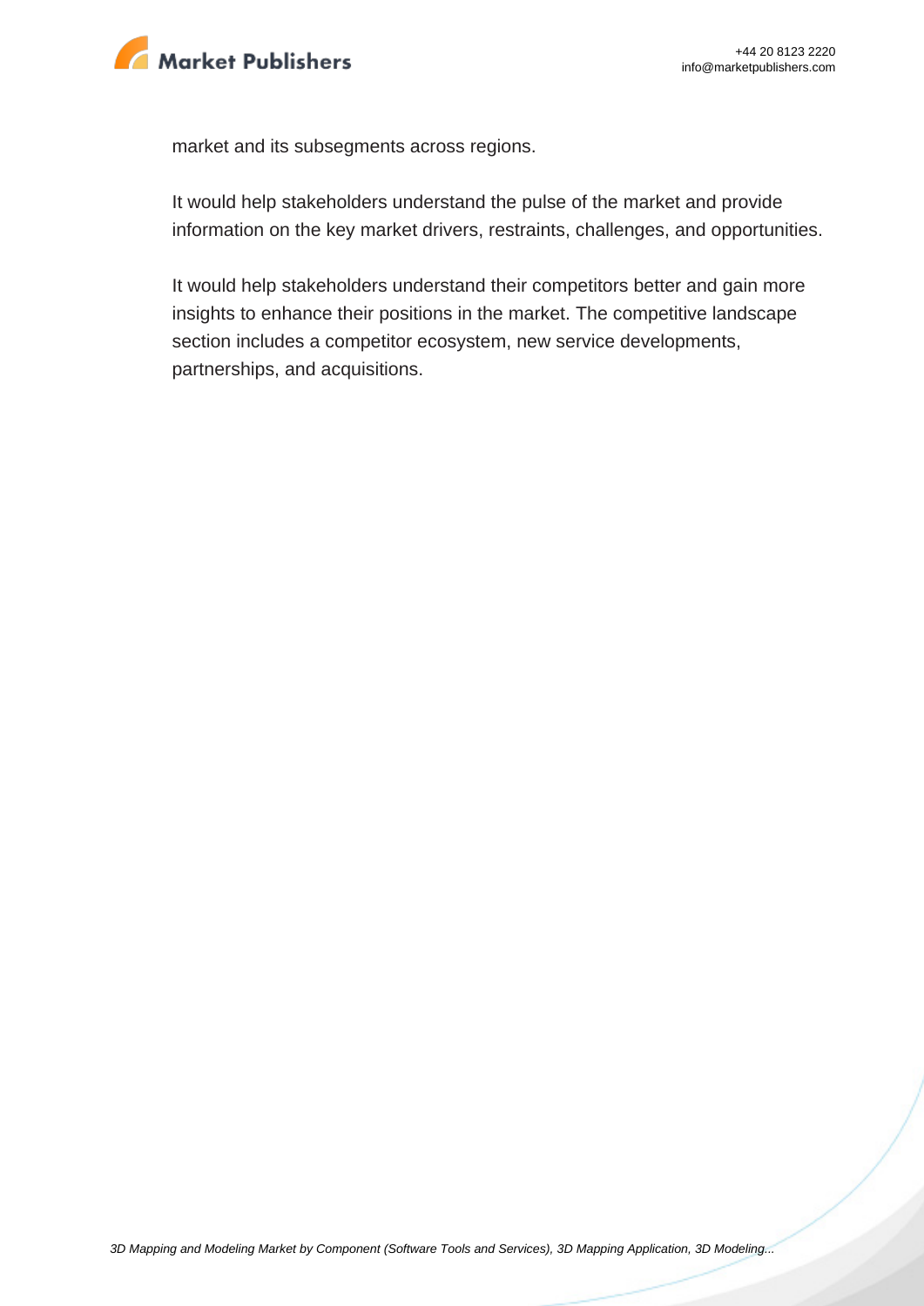market and its subsegments across regions.

It would help stakeholders understand the pulse of the market and provide information on the key market drivers, restraints, challenges, and opportunities.

It would help stakeholders understand their competitors better and gain more insights to enhance their positions in the market. The competitive landscape section includes a competitor ecosystem, new service developments, partnerships, and acquisitions.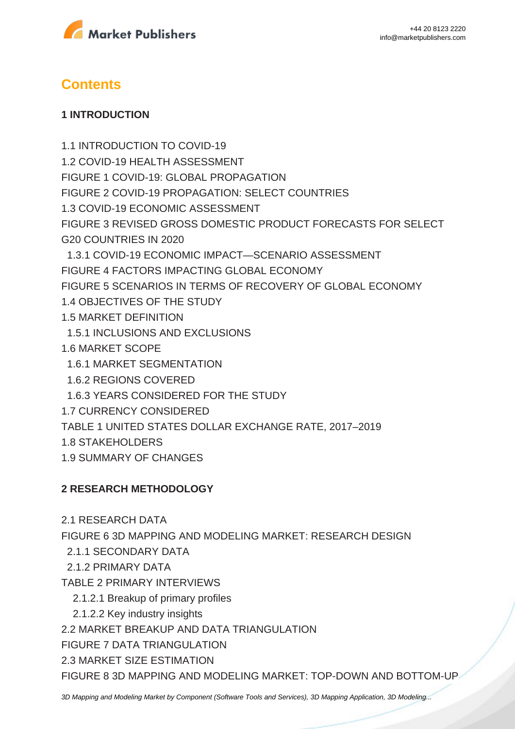## Contents

### 1 INTRODUCTION

1.1 INTRODUCTION TO COVID-19

1.2 COVID-19 HEALTH ASSESSMENT

FIGURE 1 COVID-19: GLOBAL PROPAGATION

FIGURE 2 COVID-19 PROPAGATION: SELECT COUNTRIES

1.3 COVID-19 ECONOMIC ASSESSMENT

FIGURE 3 REVISED GROSS DOMESTIC PRODUCT FORECASTS FOR SELECT G20 COUNTRIES IN 2020

  1.3.1 COVID-19 ECONOMIC IMPACT—SCENARIO ASSESSMENT

FIGURE 4 FACTORS IMPACTING GLOBAL ECONOMY

FIGURE 5 SCENARIOS IN TERMS OF RECOVERY OF GLOBAL ECONOMY

1.4 OBJECTIVES OF THE STUDY

1.5 MARKET DEFINITION

  1.5.1 INCLUSIONS AND EXCLUSIONS

1.6 MARKET SCOPE

  1.6.1 MARKET SEGMENTATION

  1.6.2 REGIONS COVERED

  1.6.3 YEARS CONSIDERED FOR THE STUDY

1.7 CURRENCY CONSIDERED

TABLE 1 UNITED STATES DOLLAR EXCHANGE RATE, 2017–2019

1.8 STAKEHOLDERS

1.9 SUMMARY OF CHANGES

### 2 RESEARCH METHODOLOGY

2.1 RESEARCH DATA

FIGURE 6 3D MAPPING AND MODELING MARKET: RESEARCH DESIGN

  2.1.1 SECONDARY DATA

  2.1.2 PRIMARY DATA

TABLE 2 PRIMARY INTERVIEWS

    2.1.2.1 Breakup of primary profiles

    2.1.2.2 Key industry insights

2.2 MARKET BREAKUP AND DATA TRIANGULATION

FIGURE 7 DATA TRIANGULATION

2.3 MARKET SIZE ESTIMATION

FIGURE 8 3D MAPPING AND MODELING MARKET: TOP-DOWN AND BOTTOM-UP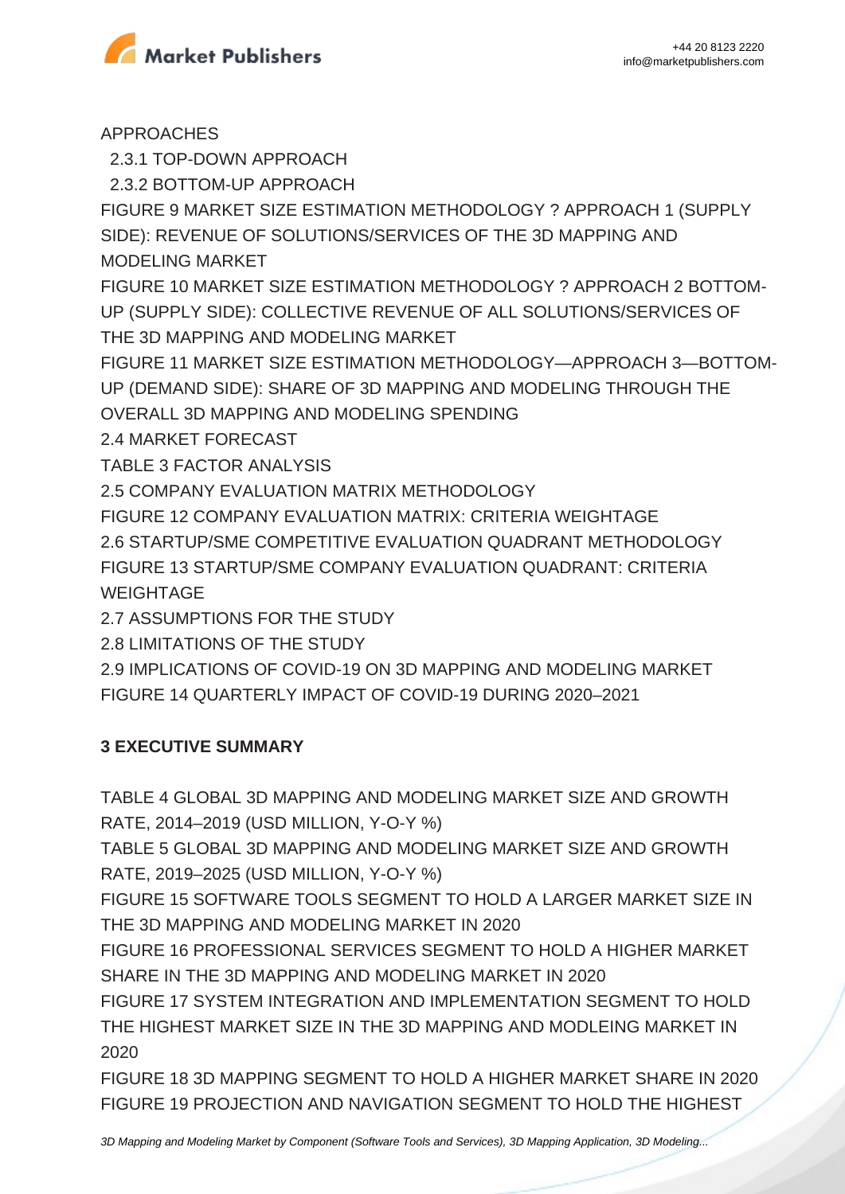APPROACHES

2.3.1 TOP-DOWN APPROACH

2.3.2 BOTTOM-UP APPROACH

FIGURE 9 MARKET SIZE ESTIMATION METHODOLOGY ? APPROACH 1 (SUPPLY SIDE): REVENUE OF SOLUTIONS/SERVICES OF THE 3D MAPPING AND MODELING MARKET

FIGURE 10 MARKET SIZE ESTIMATION METHODOLOGY ? APPROACH 2 BOTTOM-UP (SUPPLY SIDE): COLLECTIVE REVENUE OF ALL SOLUTIONS/SERVICES OF THE 3D MAPPING AND MODELING MARKET

FIGURE 11 MARKET SIZE ESTIMATION METHODOLOGY—APPROACH 3—BOTTOM-UP (DEMAND SIDE): SHARE OF 3D MAPPING AND MODELING THROUGH THE OVERALL 3D MAPPING AND MODELING SPENDING

2.4 MARKET FORECAST

TABLE 3 FACTOR ANALYSIS

2.5 COMPANY EVALUATION MATRIX METHODOLOGY

FIGURE 12 COMPANY EVALUATION MATRIX: CRITERIA WEIGHTAGE

2.6 STARTUP/SME COMPETITIVE EVALUATION QUADRANT METHODOLOGY

FIGURE 13 STARTUP/SME COMPANY EVALUATION QUADRANT: CRITERIA WEIGHTAGE

2.7 ASSUMPTIONS FOR THE STUDY

2.8 LIMITATIONS OF THE STUDY

2.9 IMPLICATIONS OF COVID-19 ON 3D MAPPING AND MODELING MARKET

FIGURE 14 QUARTERLY IMPACT OF COVID-19 DURING 2020–2021

**3 EXECUTIVE SUMMARY**

TABLE 4 GLOBAL 3D MAPPING AND MODELING MARKET SIZE AND GROWTH RATE, 2014–2019 (USD MILLION, Y-O-Y %)

TABLE 5 GLOBAL 3D MAPPING AND MODELING MARKET SIZE AND GROWTH RATE, 2019–2025 (USD MILLION, Y-O-Y %)

FIGURE 15 SOFTWARE TOOLS SEGMENT TO HOLD A LARGER MARKET SIZE IN THE 3D MAPPING AND MODELING MARKET IN 2020

FIGURE 16 PROFESSIONAL SERVICES SEGMENT TO HOLD A HIGHER MARKET SHARE IN THE 3D MAPPING AND MODELING MARKET IN 2020

FIGURE 17 SYSTEM INTEGRATION AND IMPLEMENTATION SEGMENT TO HOLD THE HIGHEST MARKET SIZE IN THE 3D MAPPING AND MODLEING MARKET IN 2020

FIGURE 18 3D MAPPING SEGMENT TO HOLD A HIGHER MARKET SHARE IN 2020

FIGURE 19 PROJECTION AND NAVIGATION SEGMENT TO HOLD THE HIGHEST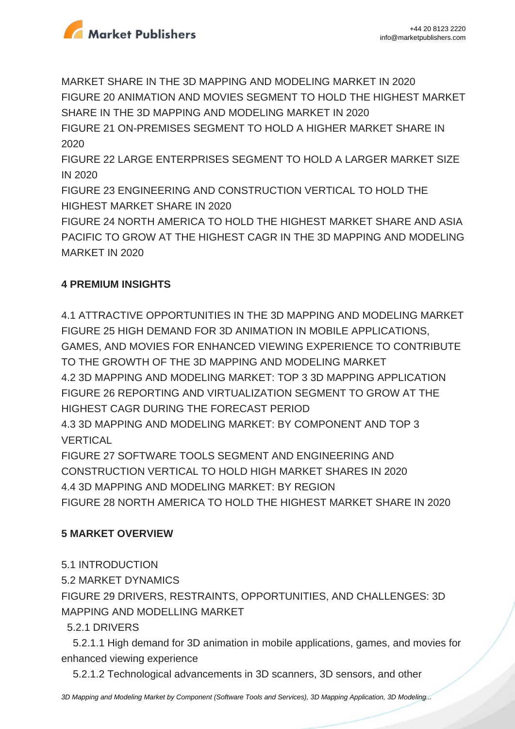MARKET SHARE IN THE 3D MAPPING AND MODELING MARKET IN 2020
FIGURE 20 ANIMATION AND MOVIES SEGMENT TO HOLD THE HIGHEST MARKET SHARE IN THE 3D MAPPING AND MODELING MARKET IN 2020
FIGURE 21 ON-PREMISES SEGMENT TO HOLD A HIGHER MARKET SHARE IN 2020
FIGURE 22 LARGE ENTERPRISES SEGMENT TO HOLD A LARGER MARKET SIZE IN 2020
FIGURE 23 ENGINEERING AND CONSTRUCTION VERTICAL TO HOLD THE HIGHEST MARKET SHARE IN 2020
FIGURE 24 NORTH AMERICA TO HOLD THE HIGHEST MARKET SHARE AND ASIA PACIFIC TO GROW AT THE HIGHEST CAGR IN THE 3D MAPPING AND MODELING MARKET IN 2020

**4 PREMIUM INSIGHTS**

4.1 ATTRACTIVE OPPORTUNITIES IN THE 3D MAPPING AND MODELING MARKET
FIGURE 25 HIGH DEMAND FOR 3D ANIMATION IN MOBILE APPLICATIONS, GAMES, AND MOVIES FOR ENHANCED VIEWING EXPERIENCE TO CONTRIBUTE TO THE GROWTH OF THE 3D MAPPING AND MODELING MARKET
4.2 3D MAPPING AND MODELING MARKET: TOP 3 3D MAPPING APPLICATION
FIGURE 26 REPORTING AND VIRTUALIZATION SEGMENT TO GROW AT THE HIGHEST CAGR DURING THE FORECAST PERIOD
4.3 3D MAPPING AND MODELING MARKET: BY COMPONENT AND TOP 3 VERTICAL
FIGURE 27 SOFTWARE TOOLS SEGMENT AND ENGINEERING AND CONSTRUCTION VERTICAL TO HOLD HIGH MARKET SHARES IN 2020
4.4 3D MAPPING AND MODELING MARKET: BY REGION
FIGURE 28 NORTH AMERICA TO HOLD THE HIGHEST MARKET SHARE IN 2020

**5 MARKET OVERVIEW**

5.1 INTRODUCTION
5.2 MARKET DYNAMICS
FIGURE 29 DRIVERS, RESTRAINTS, OPPORTUNITIES, AND CHALLENGES: 3D MAPPING AND MODELLING MARKET
  5.2.1 DRIVERS
    5.2.1.1 High demand for 3D animation in mobile applications, games, and movies for enhanced viewing experience
    5.2.1.2 Technological advancements in 3D scanners, 3D sensors, and other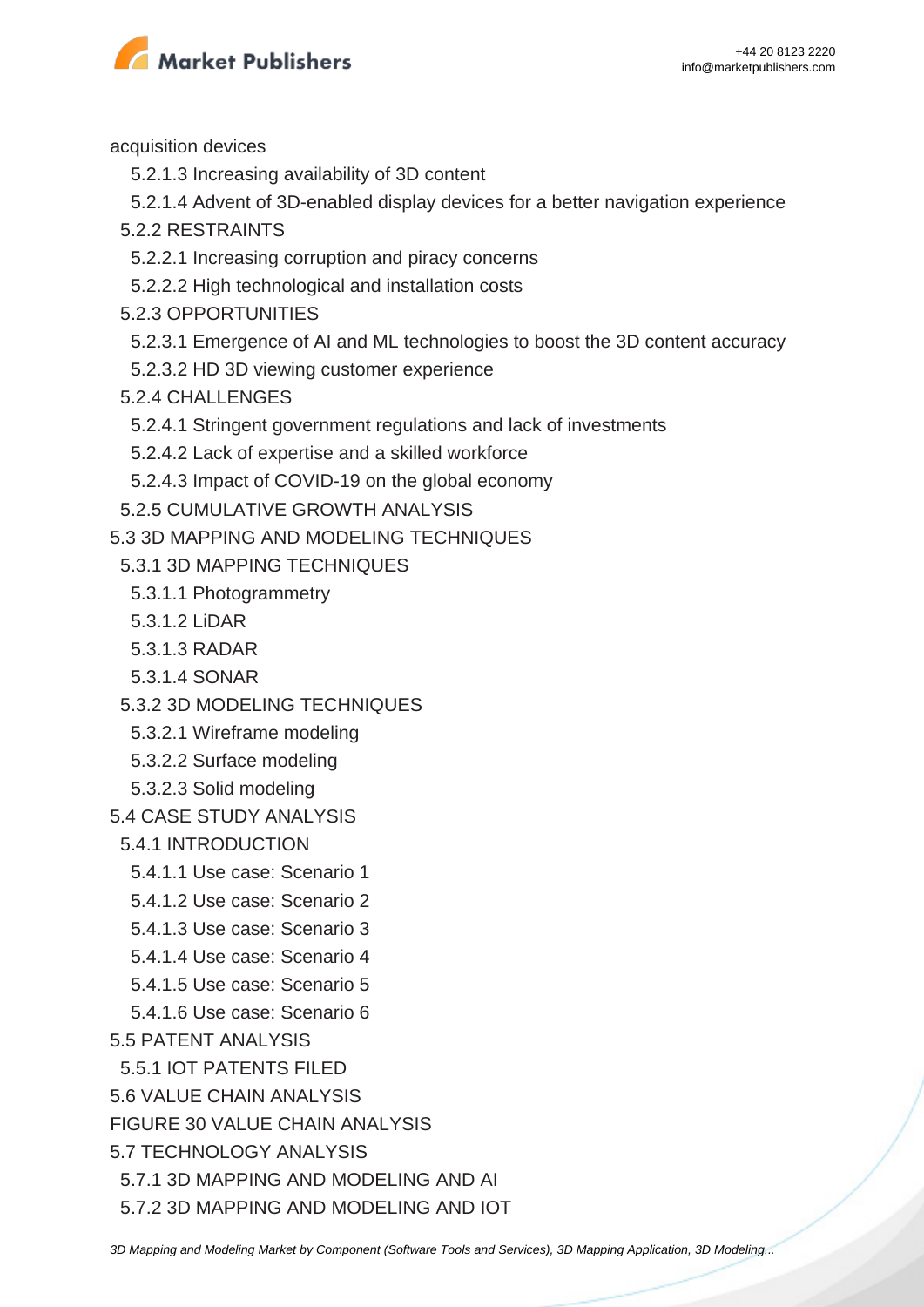acquisition devices

5.2.1.3 Increasing availability of 3D content

5.2.1.4 Advent of 3D-enabled display devices for a better navigation experience

5.2.2 RESTRAINTS

5.2.2.1 Increasing corruption and piracy concerns

5.2.2.2 High technological and installation costs

5.2.3 OPPORTUNITIES

5.2.3.1 Emergence of AI and ML technologies to boost the 3D content accuracy

5.2.3.2 HD 3D viewing customer experience

5.2.4 CHALLENGES

5.2.4.1 Stringent government regulations and lack of investments

5.2.4.2 Lack of expertise and a skilled workforce

5.2.4.3 Impact of COVID-19 on the global economy

5.2.5 CUMULATIVE GROWTH ANALYSIS

5.3 3D MAPPING AND MODELING TECHNIQUES

5.3.1 3D MAPPING TECHNIQUES

5.3.1.1 Photogrammetry

5.3.1.2 LiDAR

5.3.1.3 RADAR

5.3.1.4 SONAR

5.3.2 3D MODELING TECHNIQUES

5.3.2.1 Wireframe modeling

5.3.2.2 Surface modeling

5.3.2.3 Solid modeling

5.4 CASE STUDY ANALYSIS

5.4.1 INTRODUCTION

5.4.1.1 Use case: Scenario 1

5.4.1.2 Use case: Scenario 2

5.4.1.3 Use case: Scenario 3

5.4.1.4 Use case: Scenario 4

5.4.1.5 Use case: Scenario 5

5.4.1.6 Use case: Scenario 6

5.5 PATENT ANALYSIS

5.5.1 IOT PATENTS FILED

5.6 VALUE CHAIN ANALYSIS

FIGURE 30 VALUE CHAIN ANALYSIS

5.7 TECHNOLOGY ANALYSIS

5.7.1 3D MAPPING AND MODELING AND AI

5.7.2 3D MAPPING AND MODELING AND IOT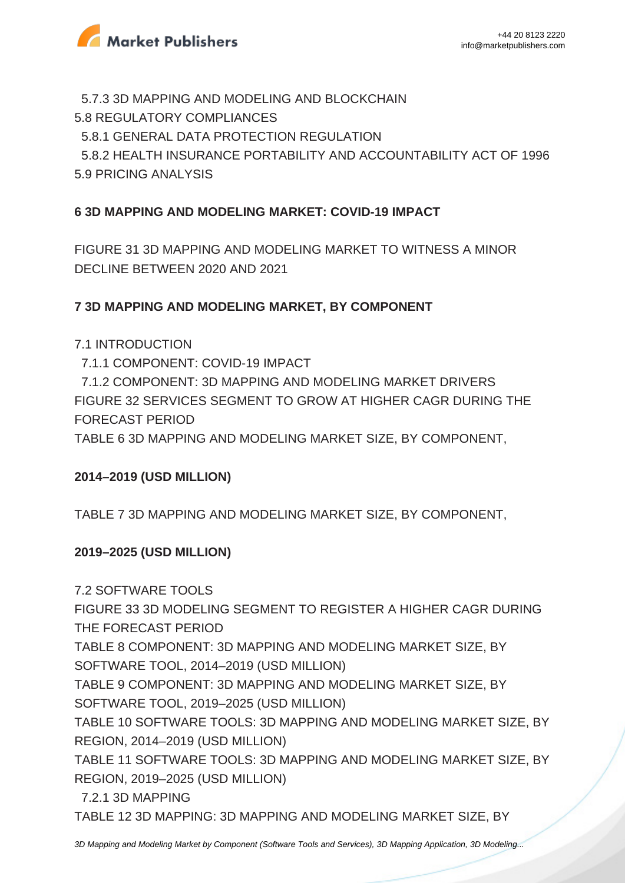5.7.3 3D MAPPING AND MODELING AND BLOCKCHAIN
5.8 REGULATORY COMPLIANCES
5.8.1 GENERAL DATA PROTECTION REGULATION
5.8.2 HEALTH INSURANCE PORTABILITY AND ACCOUNTABILITY ACT OF 1996
5.9 PRICING ANALYSIS

**6 3D MAPPING AND MODELING MARKET: COVID-19 IMPACT**

FIGURE 31 3D MAPPING AND MODELING MARKET TO WITNESS A MINOR DECLINE BETWEEN 2020 AND 2021

**7 3D MAPPING AND MODELING MARKET, BY COMPONENT**

7.1 INTRODUCTION
7.1.1 COMPONENT: COVID-19 IMPACT
7.1.2 COMPONENT: 3D MAPPING AND MODELING MARKET DRIVERS
FIGURE 32 SERVICES SEGMENT TO GROW AT HIGHER CAGR DURING THE FORECAST PERIOD
TABLE 6 3D MAPPING AND MODELING MARKET SIZE, BY COMPONENT,

**2014–2019 (USD MILLION)**

TABLE 7 3D MAPPING AND MODELING MARKET SIZE, BY COMPONENT,

**2019–2025 (USD MILLION)**

7.2 SOFTWARE TOOLS
FIGURE 33 3D MODELING SEGMENT TO REGISTER A HIGHER CAGR DURING THE FORECAST PERIOD
TABLE 8 COMPONENT: 3D MAPPING AND MODELING MARKET SIZE, BY SOFTWARE TOOL, 2014–2019 (USD MILLION)
TABLE 9 COMPONENT: 3D MAPPING AND MODELING MARKET SIZE, BY SOFTWARE TOOL, 2019–2025 (USD MILLION)
TABLE 10 SOFTWARE TOOLS: 3D MAPPING AND MODELING MARKET SIZE, BY REGION, 2014–2019 (USD MILLION)
TABLE 11 SOFTWARE TOOLS: 3D MAPPING AND MODELING MARKET SIZE, BY REGION, 2019–2025 (USD MILLION)
7.2.1 3D MAPPING
TABLE 12 3D MAPPING: 3D MAPPING AND MODELING MARKET SIZE, BY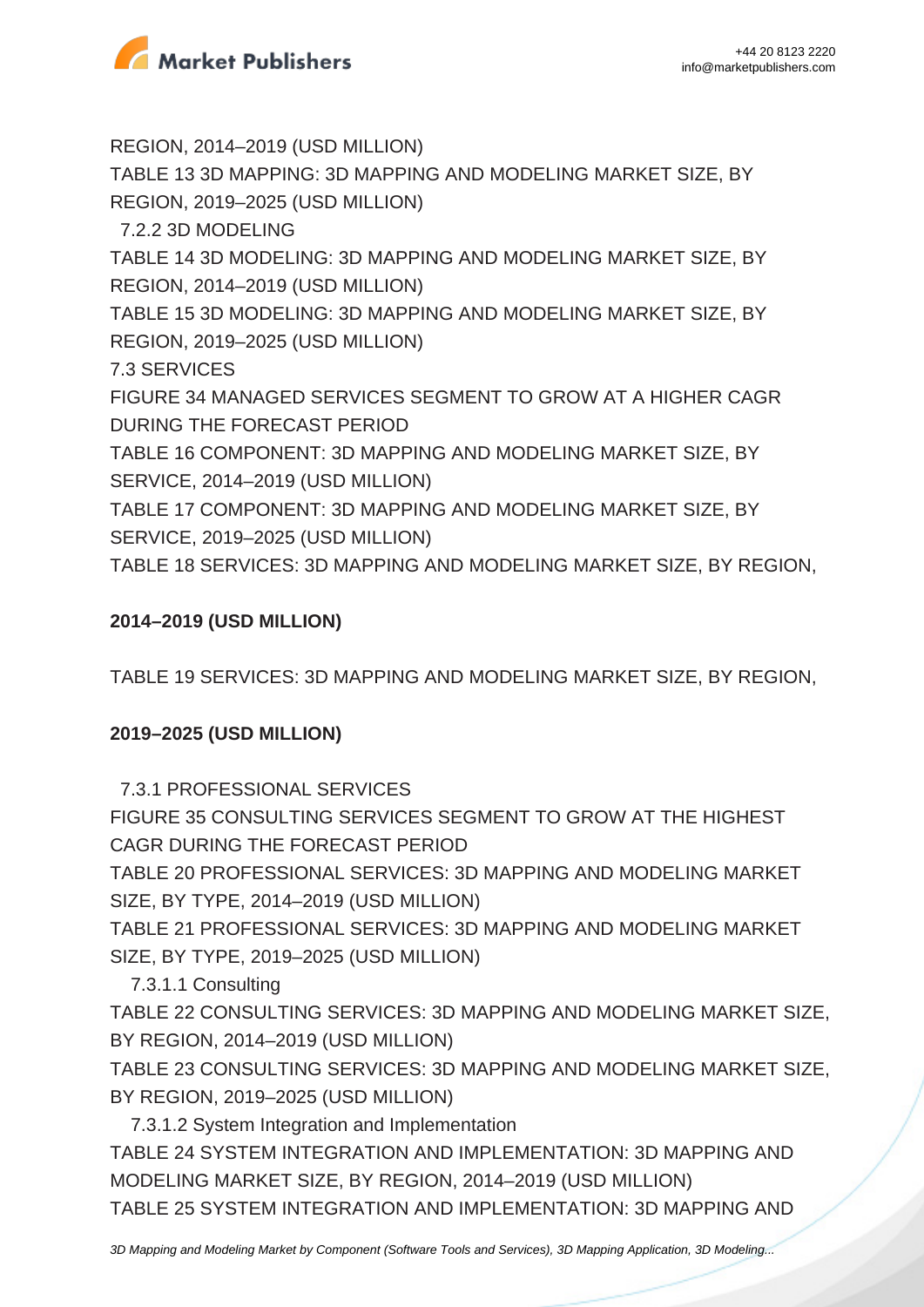REGION, 2014–2019 (USD MILLION)
TABLE 13 3D MAPPING: 3D MAPPING AND MODELING MARKET SIZE, BY REGION, 2019–2025 (USD MILLION)

7.2.2 3D MODELING

TABLE 14 3D MODELING: 3D MAPPING AND MODELING MARKET SIZE, BY REGION, 2014–2019 (USD MILLION)
TABLE 15 3D MODELING: 3D MAPPING AND MODELING MARKET SIZE, BY REGION, 2019–2025 (USD MILLION)

7.3 SERVICES

FIGURE 34 MANAGED SERVICES SEGMENT TO GROW AT A HIGHER CAGR DURING THE FORECAST PERIOD
TABLE 16 COMPONENT: 3D MAPPING AND MODELING MARKET SIZE, BY SERVICE, 2014–2019 (USD MILLION)
TABLE 17 COMPONENT: 3D MAPPING AND MODELING MARKET SIZE, BY SERVICE, 2019–2025 (USD MILLION)
TABLE 18 SERVICES: 3D MAPPING AND MODELING MARKET SIZE, BY REGION,

**2014–2019 (USD MILLION)**

TABLE 19 SERVICES: 3D MAPPING AND MODELING MARKET SIZE, BY REGION,

**2019–2025 (USD MILLION)**

7.3.1 PROFESSIONAL SERVICES

FIGURE 35 CONSULTING SERVICES SEGMENT TO GROW AT THE HIGHEST CAGR DURING THE FORECAST PERIOD
TABLE 20 PROFESSIONAL SERVICES: 3D MAPPING AND MODELING MARKET SIZE, BY TYPE, 2014–2019 (USD MILLION)
TABLE 21 PROFESSIONAL SERVICES: 3D MAPPING AND MODELING MARKET SIZE, BY TYPE, 2019–2025 (USD MILLION)

7.3.1.1 Consulting

TABLE 22 CONSULTING SERVICES: 3D MAPPING AND MODELING MARKET SIZE, BY REGION, 2014–2019 (USD MILLION)
TABLE 23 CONSULTING SERVICES: 3D MAPPING AND MODELING MARKET SIZE, BY REGION, 2019–2025 (USD MILLION)

7.3.1.2 System Integration and Implementation

TABLE 24 SYSTEM INTEGRATION AND IMPLEMENTATION: 3D MAPPING AND MODELING MARKET SIZE, BY REGION, 2014–2019 (USD MILLION)
TABLE 25 SYSTEM INTEGRATION AND IMPLEMENTATION: 3D MAPPING AND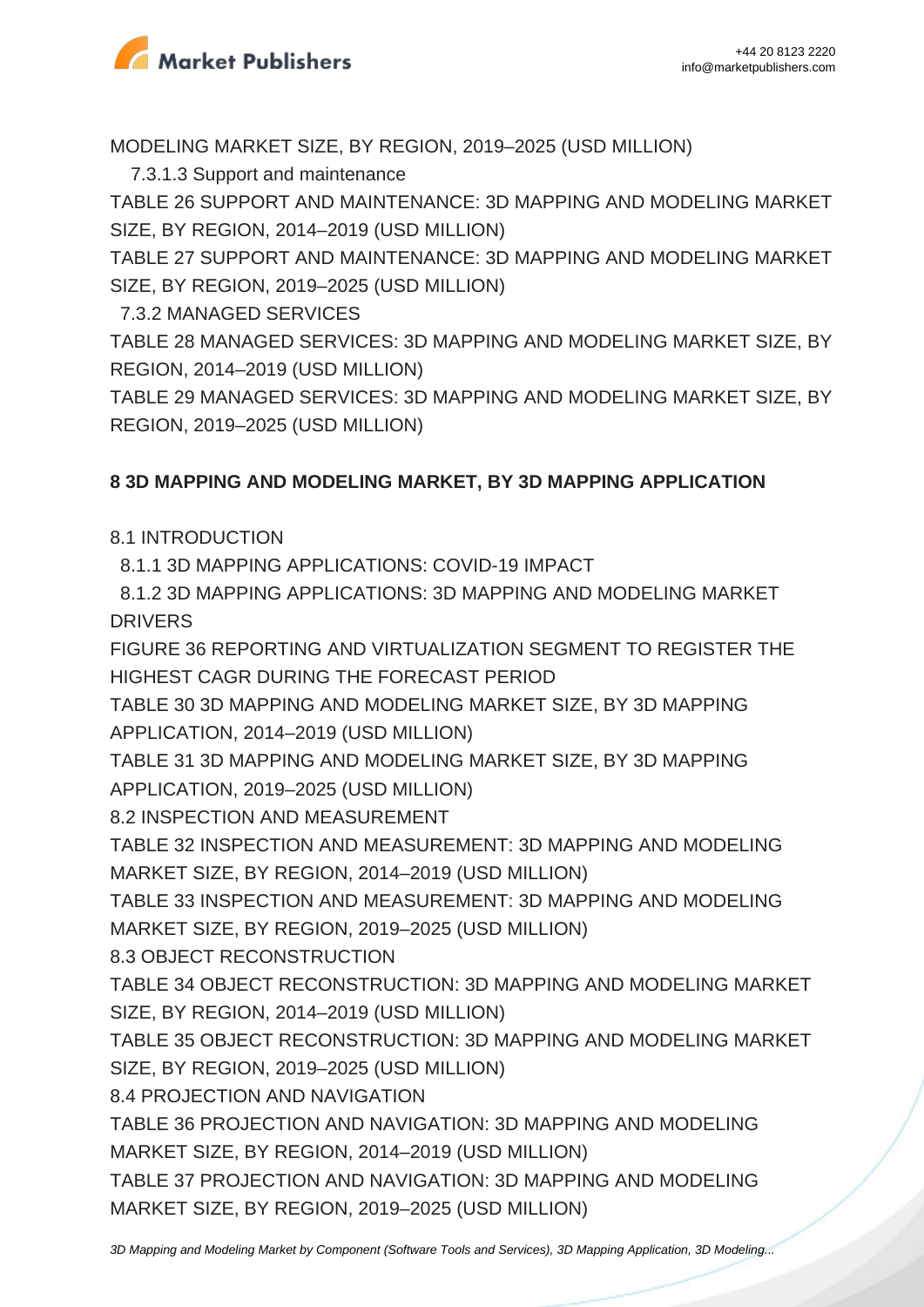MODELING MARKET SIZE, BY REGION, 2019–2025 (USD MILLION)

7.3.1.3 Support and maintenance

TABLE 26 SUPPORT AND MAINTENANCE: 3D MAPPING AND MODELING MARKET SIZE, BY REGION, 2014–2019 (USD MILLION)

TABLE 27 SUPPORT AND MAINTENANCE: 3D MAPPING AND MODELING MARKET SIZE, BY REGION, 2019–2025 (USD MILLION)

7.3.2 MANAGED SERVICES

TABLE 28 MANAGED SERVICES: 3D MAPPING AND MODELING MARKET SIZE, BY REGION, 2014–2019 (USD MILLION)

TABLE 29 MANAGED SERVICES: 3D MAPPING AND MODELING MARKET SIZE, BY REGION, 2019–2025 (USD MILLION)

## 8 3D MAPPING AND MODELING MARKET, BY 3D MAPPING APPLICATION

8.1 INTRODUCTION

8.1.1 3D MAPPING APPLICATIONS: COVID-19 IMPACT

8.1.2 3D MAPPING APPLICATIONS: 3D MAPPING AND MODELING MARKET DRIVERS

FIGURE 36 REPORTING AND VIRTUALIZATION SEGMENT TO REGISTER THE HIGHEST CAGR DURING THE FORECAST PERIOD

TABLE 30 3D MAPPING AND MODELING MARKET SIZE, BY 3D MAPPING APPLICATION, 2014–2019 (USD MILLION)

TABLE 31 3D MAPPING AND MODELING MARKET SIZE, BY 3D MAPPING APPLICATION, 2019–2025 (USD MILLION)

8.2 INSPECTION AND MEASUREMENT

TABLE 32 INSPECTION AND MEASUREMENT: 3D MAPPING AND MODELING MARKET SIZE, BY REGION, 2014–2019 (USD MILLION)

TABLE 33 INSPECTION AND MEASUREMENT: 3D MAPPING AND MODELING MARKET SIZE, BY REGION, 2019–2025 (USD MILLION)

8.3 OBJECT RECONSTRUCTION

TABLE 34 OBJECT RECONSTRUCTION: 3D MAPPING AND MODELING MARKET SIZE, BY REGION, 2014–2019 (USD MILLION)

TABLE 35 OBJECT RECONSTRUCTION: 3D MAPPING AND MODELING MARKET SIZE, BY REGION, 2019–2025 (USD MILLION)

8.4 PROJECTION AND NAVIGATION

TABLE 36 PROJECTION AND NAVIGATION: 3D MAPPING AND MODELING MARKET SIZE, BY REGION, 2014–2019 (USD MILLION)

TABLE 37 PROJECTION AND NAVIGATION: 3D MAPPING AND MODELING MARKET SIZE, BY REGION, 2019–2025 (USD MILLION)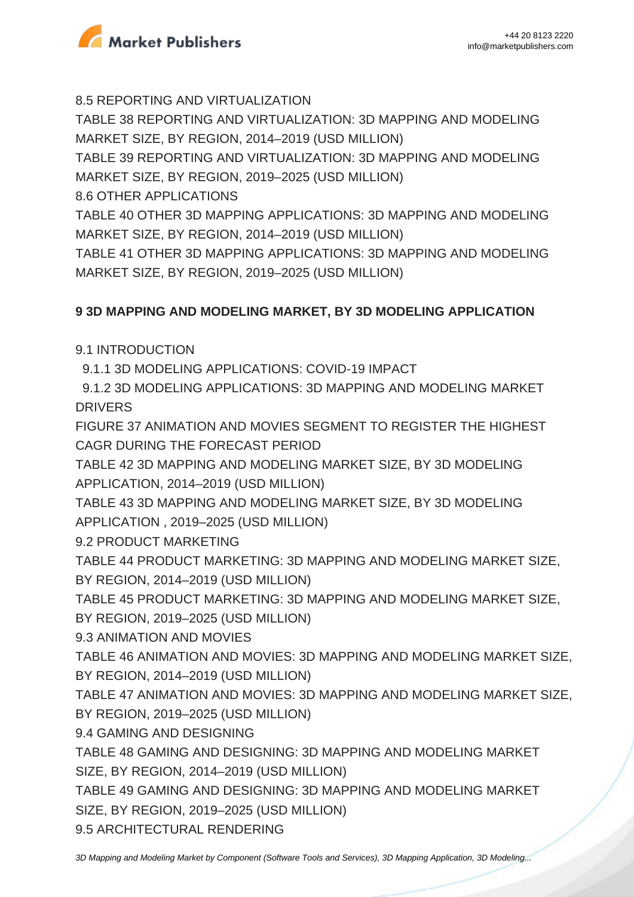8.5 REPORTING AND VIRTUALIZATION

TABLE 38 REPORTING AND VIRTUALIZATION: 3D MAPPING AND MODELING MARKET SIZE, BY REGION, 2014–2019 (USD MILLION)

TABLE 39 REPORTING AND VIRTUALIZATION: 3D MAPPING AND MODELING MARKET SIZE, BY REGION, 2019–2025 (USD MILLION)

8.6 OTHER APPLICATIONS

TABLE 40 OTHER 3D MAPPING APPLICATIONS: 3D MAPPING AND MODELING MARKET SIZE, BY REGION, 2014–2019 (USD MILLION)

TABLE 41 OTHER 3D MAPPING APPLICATIONS: 3D MAPPING AND MODELING MARKET SIZE, BY REGION, 2019–2025 (USD MILLION)

## 9 3D MAPPING AND MODELING MARKET, BY 3D MODELING APPLICATION

9.1 INTRODUCTION

  9.1.1 3D MODELING APPLICATIONS: COVID-19 IMPACT

  9.1.2 3D MODELING APPLICATIONS: 3D MAPPING AND MODELING MARKET DRIVERS

FIGURE 37 ANIMATION AND MOVIES SEGMENT TO REGISTER THE HIGHEST CAGR DURING THE FORECAST PERIOD

TABLE 42 3D MAPPING AND MODELING MARKET SIZE, BY 3D MODELING APPLICATION, 2014–2019 (USD MILLION)

TABLE 43 3D MAPPING AND MODELING MARKET SIZE, BY 3D MODELING APPLICATION , 2019–2025 (USD MILLION)

9.2 PRODUCT MARKETING

TABLE 44 PRODUCT MARKETING: 3D MAPPING AND MODELING MARKET SIZE, BY REGION, 2014–2019 (USD MILLION)

TABLE 45 PRODUCT MARKETING: 3D MAPPING AND MODELING MARKET SIZE, BY REGION, 2019–2025 (USD MILLION)

9.3 ANIMATION AND MOVIES

TABLE 46 ANIMATION AND MOVIES: 3D MAPPING AND MODELING MARKET SIZE, BY REGION, 2014–2019 (USD MILLION)

TABLE 47 ANIMATION AND MOVIES: 3D MAPPING AND MODELING MARKET SIZE, BY REGION, 2019–2025 (USD MILLION)

9.4 GAMING AND DESIGNING

TABLE 48 GAMING AND DESIGNING: 3D MAPPING AND MODELING MARKET SIZE, BY REGION, 2014–2019 (USD MILLION)

TABLE 49 GAMING AND DESIGNING: 3D MAPPING AND MODELING MARKET SIZE, BY REGION, 2019–2025 (USD MILLION)

9.5 ARCHITECTURAL RENDERING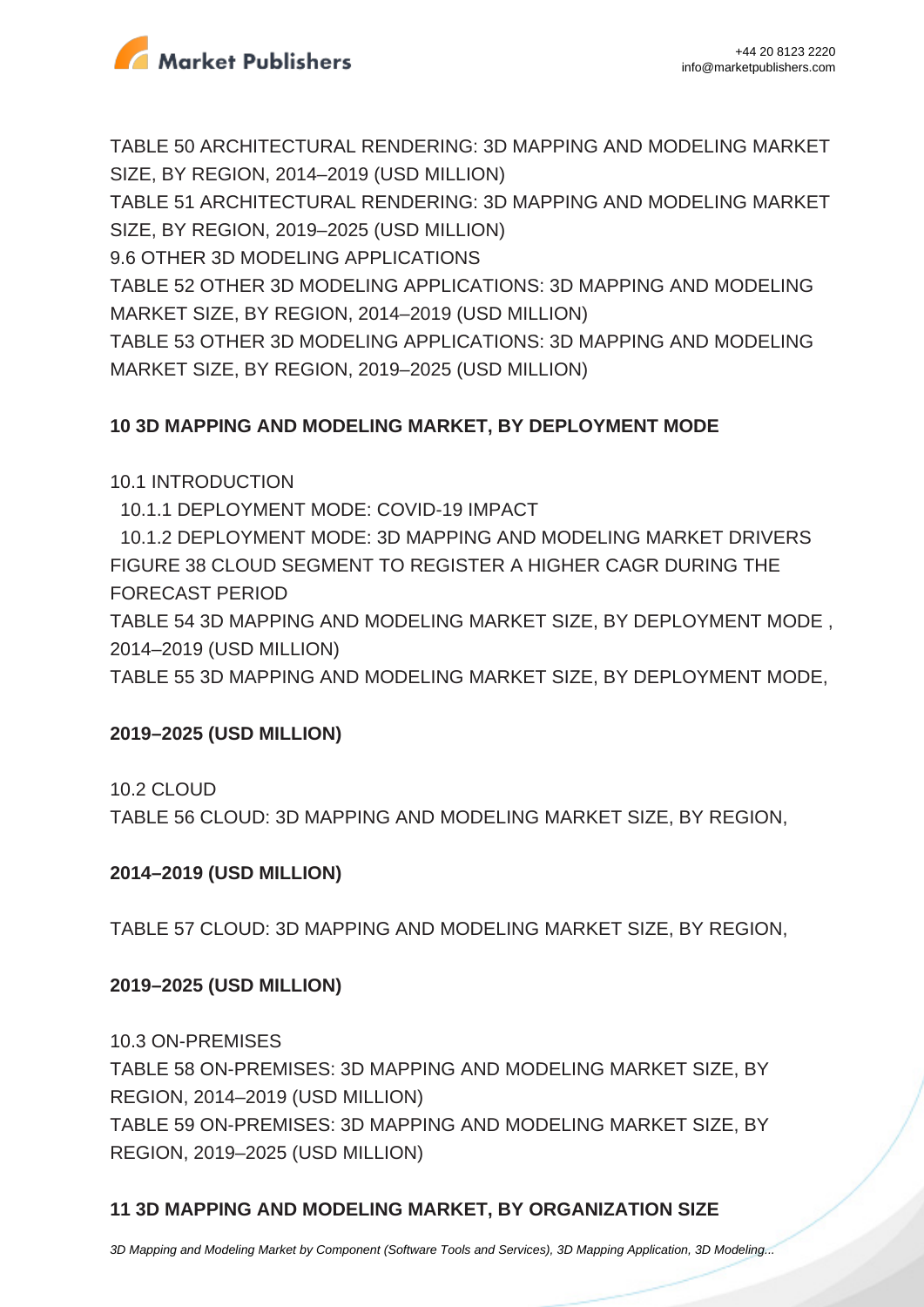TABLE 50 ARCHITECTURAL RENDERING: 3D MAPPING AND MODELING MARKET SIZE, BY REGION, 2014–2019 (USD MILLION)
TABLE 51 ARCHITECTURAL RENDERING: 3D MAPPING AND MODELING MARKET SIZE, BY REGION, 2019–2025 (USD MILLION)
9.6 OTHER 3D MODELING APPLICATIONS
TABLE 52 OTHER 3D MODELING APPLICATIONS: 3D MAPPING AND MODELING MARKET SIZE, BY REGION, 2014–2019 (USD MILLION)
TABLE 53 OTHER 3D MODELING APPLICATIONS: 3D MAPPING AND MODELING MARKET SIZE, BY REGION, 2019–2025 (USD MILLION)

**10 3D MAPPING AND MODELING MARKET, BY DEPLOYMENT MODE**

10.1 INTRODUCTION
  10.1.1 DEPLOYMENT MODE: COVID-19 IMPACT
  10.1.2 DEPLOYMENT MODE: 3D MAPPING AND MODELING MARKET DRIVERS
FIGURE 38 CLOUD SEGMENT TO REGISTER A HIGHER CAGR DURING THE FORECAST PERIOD
TABLE 54 3D MAPPING AND MODELING MARKET SIZE, BY DEPLOYMENT MODE , 2014–2019 (USD MILLION)
TABLE 55 3D MAPPING AND MODELING MARKET SIZE, BY DEPLOYMENT MODE,

**2019–2025 (USD MILLION)**

10.2 CLOUD
TABLE 56 CLOUD: 3D MAPPING AND MODELING MARKET SIZE, BY REGION,

**2014–2019 (USD MILLION)**

TABLE 57 CLOUD: 3D MAPPING AND MODELING MARKET SIZE, BY REGION,

**2019–2025 (USD MILLION)**

10.3 ON-PREMISES
TABLE 58 ON-PREMISES: 3D MAPPING AND MODELING MARKET SIZE, BY REGION, 2014–2019 (USD MILLION)
TABLE 59 ON-PREMISES: 3D MAPPING AND MODELING MARKET SIZE, BY REGION, 2019–2025 (USD MILLION)

**11 3D MAPPING AND MODELING MARKET, BY ORGANIZATION SIZE**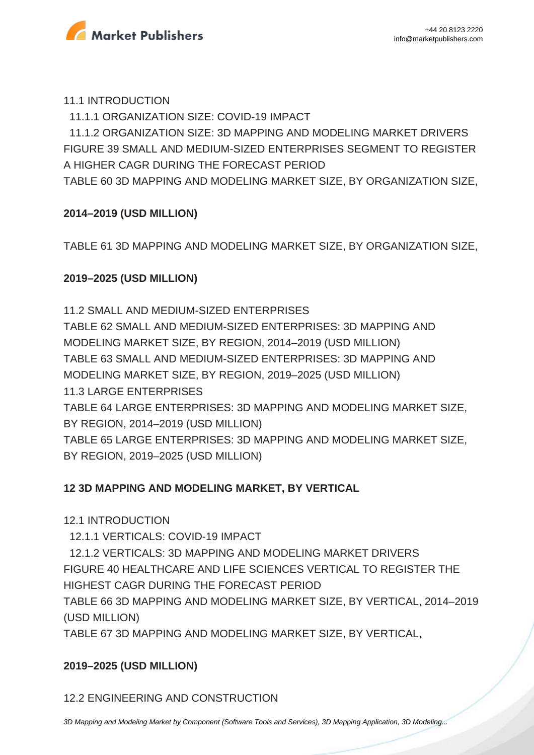11.1 INTRODUCTION

11.1.1 ORGANIZATION SIZE: COVID-19 IMPACT

11.1.2 ORGANIZATION SIZE: 3D MAPPING AND MODELING MARKET DRIVERS

FIGURE 39 SMALL AND MEDIUM-SIZED ENTERPRISES SEGMENT TO REGISTER A HIGHER CAGR DURING THE FORECAST PERIOD

TABLE 60 3D MAPPING AND MODELING MARKET SIZE, BY ORGANIZATION SIZE, 2014–2019 (USD MILLION)

TABLE 61 3D MAPPING AND MODELING MARKET SIZE, BY ORGANIZATION SIZE, 2019–2025 (USD MILLION)

11.2 SMALL AND MEDIUM-SIZED ENTERPRISES

TABLE 62 SMALL AND MEDIUM-SIZED ENTERPRISES: 3D MAPPING AND MODELING MARKET SIZE, BY REGION, 2014–2019 (USD MILLION)

TABLE 63 SMALL AND MEDIUM-SIZED ENTERPRISES: 3D MAPPING AND MODELING MARKET SIZE, BY REGION, 2019–2025 (USD MILLION)

11.3 LARGE ENTERPRISES

TABLE 64 LARGE ENTERPRISES: 3D MAPPING AND MODELING MARKET SIZE, BY REGION, 2014–2019 (USD MILLION)

TABLE 65 LARGE ENTERPRISES: 3D MAPPING AND MODELING MARKET SIZE, BY REGION, 2019–2025 (USD MILLION)

## 12 3D MAPPING AND MODELING MARKET, BY VERTICAL

12.1 INTRODUCTION

12.1.1 VERTICALS: COVID-19 IMPACT

12.1.2 VERTICALS: 3D MAPPING AND MODELING MARKET DRIVERS

FIGURE 40 HEALTHCARE AND LIFE SCIENCES VERTICAL TO REGISTER THE HIGHEST CAGR DURING THE FORECAST PERIOD

TABLE 66 3D MAPPING AND MODELING MARKET SIZE, BY VERTICAL, 2014–2019 (USD MILLION)

TABLE 67 3D MAPPING AND MODELING MARKET SIZE, BY VERTICAL, 2019–2025 (USD MILLION)

12.2 ENGINEERING AND CONSTRUCTION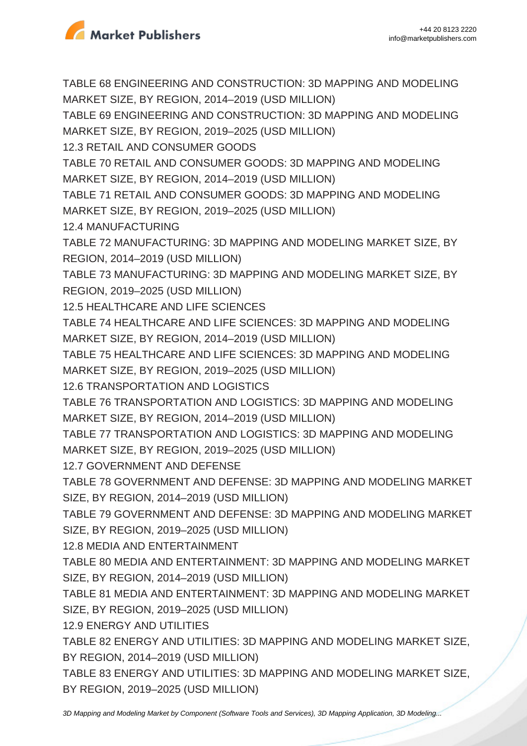TABLE 68 ENGINEERING AND CONSTRUCTION: 3D MAPPING AND MODELING MARKET SIZE, BY REGION, 2014–2019 (USD MILLION)

TABLE 69 ENGINEERING AND CONSTRUCTION: 3D MAPPING AND MODELING MARKET SIZE, BY REGION, 2019–2025 (USD MILLION)

12.3 RETAIL AND CONSUMER GOODS

TABLE 70 RETAIL AND CONSUMER GOODS: 3D MAPPING AND MODELING MARKET SIZE, BY REGION, 2014–2019 (USD MILLION)

TABLE 71 RETAIL AND CONSUMER GOODS: 3D MAPPING AND MODELING MARKET SIZE, BY REGION, 2019–2025 (USD MILLION)

12.4 MANUFACTURING

TABLE 72 MANUFACTURING: 3D MAPPING AND MODELING MARKET SIZE, BY REGION, 2014–2019 (USD MILLION)

TABLE 73 MANUFACTURING: 3D MAPPING AND MODELING MARKET SIZE, BY REGION, 2019–2025 (USD MILLION)

12.5 HEALTHCARE AND LIFE SCIENCES

TABLE 74 HEALTHCARE AND LIFE SCIENCES: 3D MAPPING AND MODELING MARKET SIZE, BY REGION, 2014–2019 (USD MILLION)

TABLE 75 HEALTHCARE AND LIFE SCIENCES: 3D MAPPING AND MODELING MARKET SIZE, BY REGION, 2019–2025 (USD MILLION)

12.6 TRANSPORTATION AND LOGISTICS

TABLE 76 TRANSPORTATION AND LOGISTICS: 3D MAPPING AND MODELING MARKET SIZE, BY REGION, 2014–2019 (USD MILLION)

TABLE 77 TRANSPORTATION AND LOGISTICS: 3D MAPPING AND MODELING MARKET SIZE, BY REGION, 2019–2025 (USD MILLION)

12.7 GOVERNMENT AND DEFENSE

TABLE 78 GOVERNMENT AND DEFENSE: 3D MAPPING AND MODELING MARKET SIZE, BY REGION, 2014–2019 (USD MILLION)

TABLE 79 GOVERNMENT AND DEFENSE: 3D MAPPING AND MODELING MARKET SIZE, BY REGION, 2019–2025 (USD MILLION)

12.8 MEDIA AND ENTERTAINMENT

TABLE 80 MEDIA AND ENTERTAINMENT: 3D MAPPING AND MODELING MARKET SIZE, BY REGION, 2014–2019 (USD MILLION)

TABLE 81 MEDIA AND ENTERTAINMENT: 3D MAPPING AND MODELING MARKET SIZE, BY REGION, 2019–2025 (USD MILLION)

12.9 ENERGY AND UTILITIES

TABLE 82 ENERGY AND UTILITIES: 3D MAPPING AND MODELING MARKET SIZE, BY REGION, 2014–2019 (USD MILLION)

TABLE 83 ENERGY AND UTILITIES: 3D MAPPING AND MODELING MARKET SIZE, BY REGION, 2019–2025 (USD MILLION)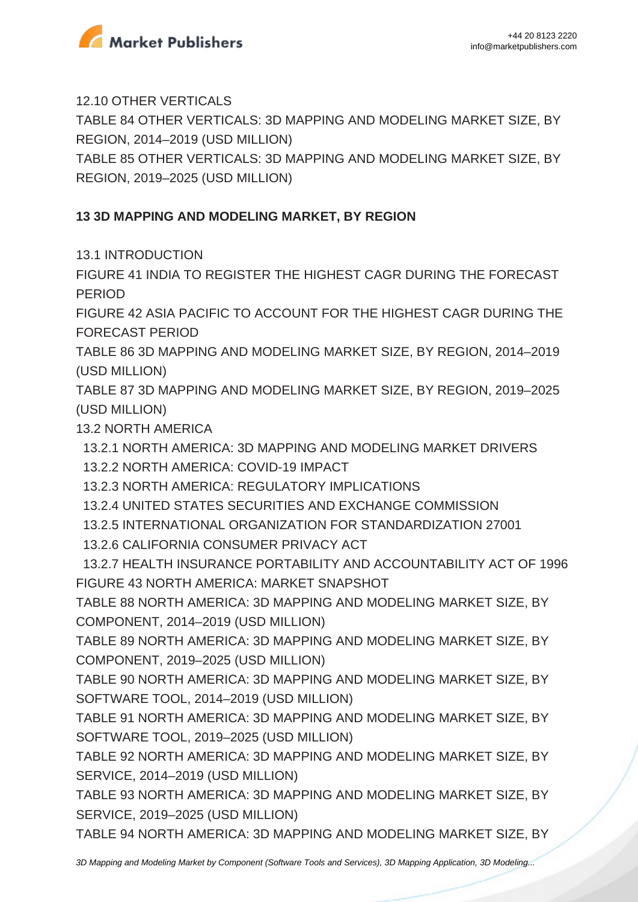12.10 OTHER VERTICALS

TABLE 84 OTHER VERTICALS: 3D MAPPING AND MODELING MARKET SIZE, BY REGION, 2014–2019 (USD MILLION)

TABLE 85 OTHER VERTICALS: 3D MAPPING AND MODELING MARKET SIZE, BY REGION, 2019–2025 (USD MILLION)

## 13 3D MAPPING AND MODELING MARKET, BY REGION

13.1 INTRODUCTION

FIGURE 41 INDIA TO REGISTER THE HIGHEST CAGR DURING THE FORECAST PERIOD

FIGURE 42 ASIA PACIFIC TO ACCOUNT FOR THE HIGHEST CAGR DURING THE FORECAST PERIOD

TABLE 86 3D MAPPING AND MODELING MARKET SIZE, BY REGION, 2014–2019 (USD MILLION)

TABLE 87 3D MAPPING AND MODELING MARKET SIZE, BY REGION, 2019–2025 (USD MILLION)

13.2 NORTH AMERICA

- 13.2.1 NORTH AMERICA: 3D MAPPING AND MODELING MARKET DRIVERS
- 13.2.2 NORTH AMERICA: COVID-19 IMPACT
- 13.2.3 NORTH AMERICA: REGULATORY IMPLICATIONS
- 13.2.4 UNITED STATES SECURITIES AND EXCHANGE COMMISSION
- 13.2.5 INTERNATIONAL ORGANIZATION FOR STANDARDIZATION 27001
- 13.2.6 CALIFORNIA CONSUMER PRIVACY ACT
- 13.2.7 HEALTH INSURANCE PORTABILITY AND ACCOUNTABILITY ACT OF 1996

FIGURE 43 NORTH AMERICA: MARKET SNAPSHOT

TABLE 88 NORTH AMERICA: 3D MAPPING AND MODELING MARKET SIZE, BY COMPONENT, 2014–2019 (USD MILLION)

TABLE 89 NORTH AMERICA: 3D MAPPING AND MODELING MARKET SIZE, BY COMPONENT, 2019–2025 (USD MILLION)

TABLE 90 NORTH AMERICA: 3D MAPPING AND MODELING MARKET SIZE, BY SOFTWARE TOOL, 2014–2019 (USD MILLION)

TABLE 91 NORTH AMERICA: 3D MAPPING AND MODELING MARKET SIZE, BY SOFTWARE TOOL, 2019–2025 (USD MILLION)

TABLE 92 NORTH AMERICA: 3D MAPPING AND MODELING MARKET SIZE, BY SERVICE, 2014–2019 (USD MILLION)

TABLE 93 NORTH AMERICA: 3D MAPPING AND MODELING MARKET SIZE, BY SERVICE, 2019–2025 (USD MILLION)

TABLE 94 NORTH AMERICA: 3D MAPPING AND MODELING MARKET SIZE, BY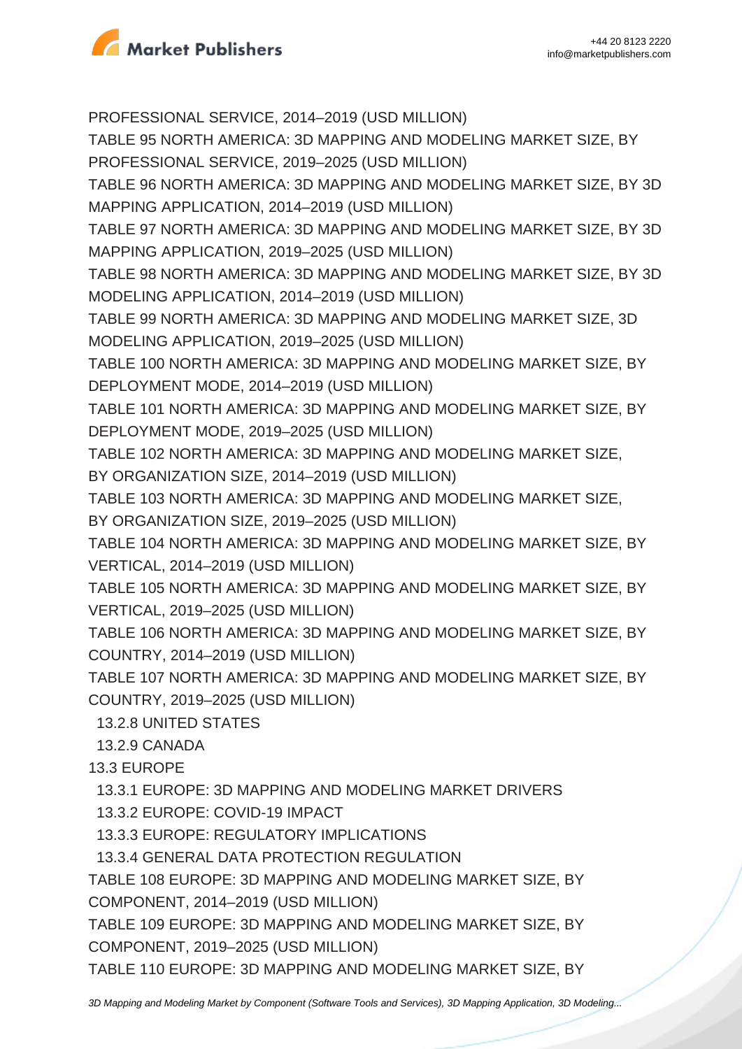PROFESSIONAL SERVICE, 2014–2019 (USD MILLION)

TABLE 95 NORTH AMERICA: 3D MAPPING AND MODELING MARKET SIZE, BY PROFESSIONAL SERVICE, 2019–2025 (USD MILLION)

TABLE 96 NORTH AMERICA: 3D MAPPING AND MODELING MARKET SIZE, BY 3D MAPPING APPLICATION, 2014–2019 (USD MILLION)

TABLE 97 NORTH AMERICA: 3D MAPPING AND MODELING MARKET SIZE, BY 3D MAPPING APPLICATION, 2019–2025 (USD MILLION)

TABLE 98 NORTH AMERICA: 3D MAPPING AND MODELING MARKET SIZE, BY 3D MODELING APPLICATION, 2014–2019 (USD MILLION)

TABLE 99 NORTH AMERICA: 3D MAPPING AND MODELING MARKET SIZE, 3D MODELING APPLICATION, 2019–2025 (USD MILLION)

TABLE 100 NORTH AMERICA: 3D MAPPING AND MODELING MARKET SIZE, BY DEPLOYMENT MODE, 2014–2019 (USD MILLION)

TABLE 101 NORTH AMERICA: 3D MAPPING AND MODELING MARKET SIZE, BY DEPLOYMENT MODE, 2019–2025 (USD MILLION)

TABLE 102 NORTH AMERICA: 3D MAPPING AND MODELING MARKET SIZE, BY ORGANIZATION SIZE, 2014–2019 (USD MILLION)

TABLE 103 NORTH AMERICA: 3D MAPPING AND MODELING MARKET SIZE, BY ORGANIZATION SIZE, 2019–2025 (USD MILLION)

TABLE 104 NORTH AMERICA: 3D MAPPING AND MODELING MARKET SIZE, BY VERTICAL, 2014–2019 (USD MILLION)

TABLE 105 NORTH AMERICA: 3D MAPPING AND MODELING MARKET SIZE, BY VERTICAL, 2019–2025 (USD MILLION)

TABLE 106 NORTH AMERICA: 3D MAPPING AND MODELING MARKET SIZE, BY COUNTRY, 2014–2019 (USD MILLION)

TABLE 107 NORTH AMERICA: 3D MAPPING AND MODELING MARKET SIZE, BY COUNTRY, 2019–2025 (USD MILLION)

13.2.8 UNITED STATES

13.2.9 CANADA

13.3 EUROPE

13.3.1 EUROPE: 3D MAPPING AND MODELING MARKET DRIVERS

13.3.2 EUROPE: COVID-19 IMPACT

13.3.3 EUROPE: REGULATORY IMPLICATIONS

13.3.4 GENERAL DATA PROTECTION REGULATION

TABLE 108 EUROPE: 3D MAPPING AND MODELING MARKET SIZE, BY COMPONENT, 2014–2019 (USD MILLION)

TABLE 109 EUROPE: 3D MAPPING AND MODELING MARKET SIZE, BY COMPONENT, 2019–2025 (USD MILLION)

TABLE 110 EUROPE: 3D MAPPING AND MODELING MARKET SIZE, BY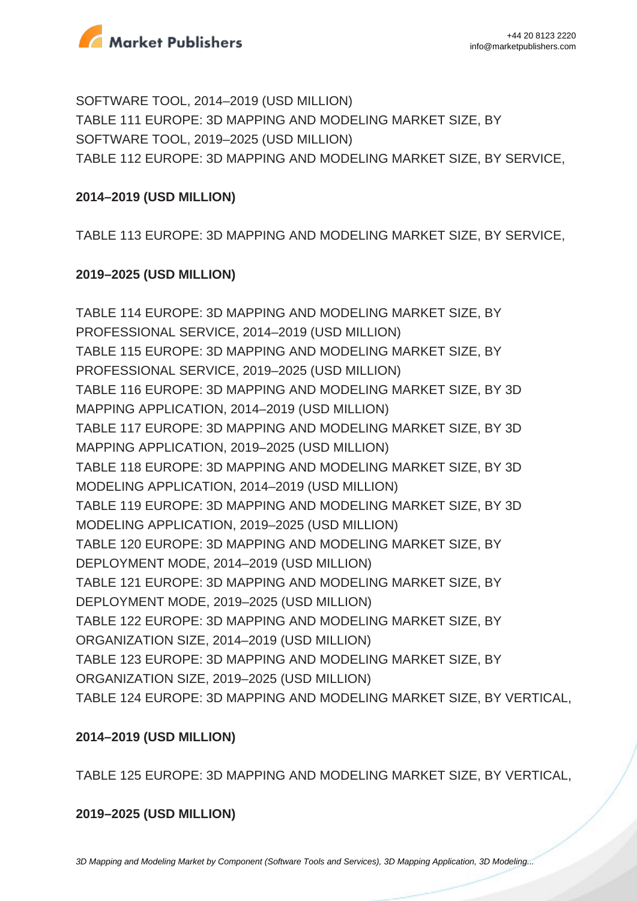SOFTWARE TOOL, 2014–2019 (USD MILLION)
TABLE 111 EUROPE: 3D MAPPING AND MODELING MARKET SIZE, BY SOFTWARE TOOL, 2019–2025 (USD MILLION)
TABLE 112 EUROPE: 3D MAPPING AND MODELING MARKET SIZE, BY SERVICE,

**2014–2019 (USD MILLION)**

TABLE 113 EUROPE: 3D MAPPING AND MODELING MARKET SIZE, BY SERVICE,

**2019–2025 (USD MILLION)**

TABLE 114 EUROPE: 3D MAPPING AND MODELING MARKET SIZE, BY PROFESSIONAL SERVICE, 2014–2019 (USD MILLION)
TABLE 115 EUROPE: 3D MAPPING AND MODELING MARKET SIZE, BY PROFESSIONAL SERVICE, 2019–2025 (USD MILLION)
TABLE 116 EUROPE: 3D MAPPING AND MODELING MARKET SIZE, BY 3D MAPPING APPLICATION, 2014–2019 (USD MILLION)
TABLE 117 EUROPE: 3D MAPPING AND MODELING MARKET SIZE, BY 3D MAPPING APPLICATION, 2019–2025 (USD MILLION)
TABLE 118 EUROPE: 3D MAPPING AND MODELING MARKET SIZE, BY 3D MODELING APPLICATION, 2014–2019 (USD MILLION)
TABLE 119 EUROPE: 3D MAPPING AND MODELING MARKET SIZE, BY 3D MODELING APPLICATION, 2019–2025 (USD MILLION)
TABLE 120 EUROPE: 3D MAPPING AND MODELING MARKET SIZE, BY DEPLOYMENT MODE, 2014–2019 (USD MILLION)
TABLE 121 EUROPE: 3D MAPPING AND MODELING MARKET SIZE, BY DEPLOYMENT MODE, 2019–2025 (USD MILLION)
TABLE 122 EUROPE: 3D MAPPING AND MODELING MARKET SIZE, BY ORGANIZATION SIZE, 2014–2019 (USD MILLION)
TABLE 123 EUROPE: 3D MAPPING AND MODELING MARKET SIZE, BY ORGANIZATION SIZE, 2019–2025 (USD MILLION)
TABLE 124 EUROPE: 3D MAPPING AND MODELING MARKET SIZE, BY VERTICAL,

**2014–2019 (USD MILLION)**

TABLE 125 EUROPE: 3D MAPPING AND MODELING MARKET SIZE, BY VERTICAL,

**2019–2025 (USD MILLION)**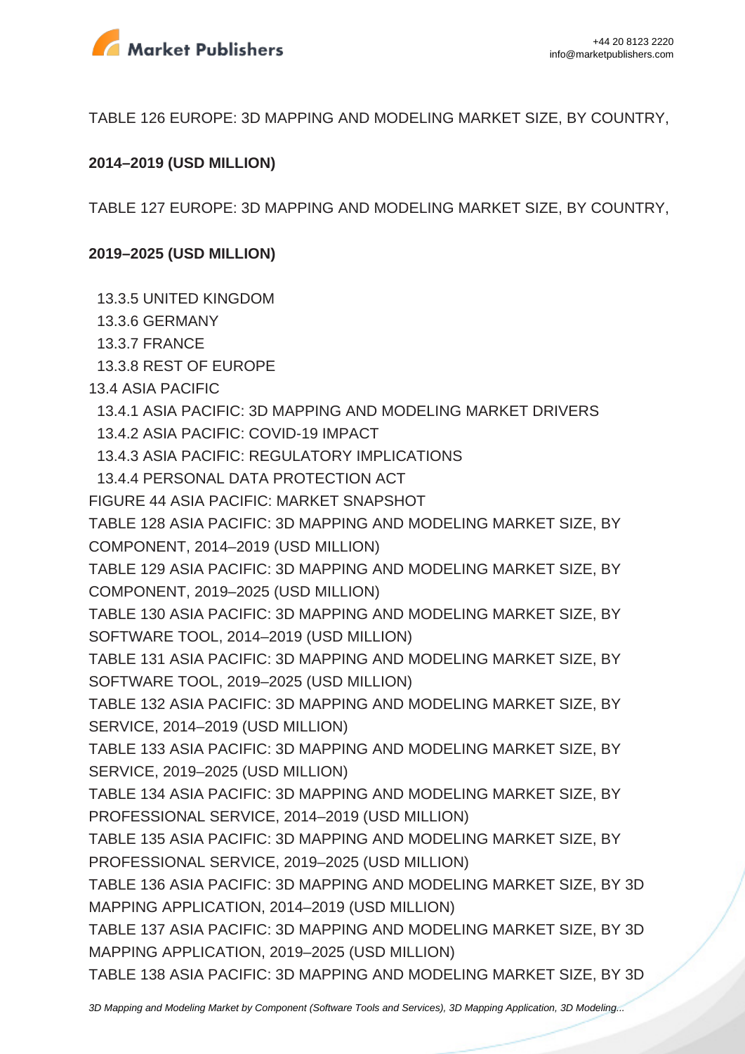TABLE 126 EUROPE: 3D MAPPING AND MODELING MARKET SIZE, BY COUNTRY,

**2014–2019 (USD MILLION)**

TABLE 127 EUROPE: 3D MAPPING AND MODELING MARKET SIZE, BY COUNTRY,

**2019–2025 (USD MILLION)**

13.3.5 UNITED KINGDOM

13.3.6 GERMANY

13.3.7 FRANCE

13.3.8 REST OF EUROPE

13.4 ASIA PACIFIC

13.4.1 ASIA PACIFIC: 3D MAPPING AND MODELING MARKET DRIVERS

13.4.2 ASIA PACIFIC: COVID-19 IMPACT

13.4.3 ASIA PACIFIC: REGULATORY IMPLICATIONS

13.4.4 PERSONAL DATA PROTECTION ACT

FIGURE 44 ASIA PACIFIC: MARKET SNAPSHOT

TABLE 128 ASIA PACIFIC: 3D MAPPING AND MODELING MARKET SIZE, BY COMPONENT, 2014–2019 (USD MILLION)

TABLE 129 ASIA PACIFIC: 3D MAPPING AND MODELING MARKET SIZE, BY COMPONENT, 2019–2025 (USD MILLION)

TABLE 130 ASIA PACIFIC: 3D MAPPING AND MODELING MARKET SIZE, BY SOFTWARE TOOL, 2014–2019 (USD MILLION)

TABLE 131 ASIA PACIFIC: 3D MAPPING AND MODELING MARKET SIZE, BY SOFTWARE TOOL, 2019–2025 (USD MILLION)

TABLE 132 ASIA PACIFIC: 3D MAPPING AND MODELING MARKET SIZE, BY SERVICE, 2014–2019 (USD MILLION)

TABLE 133 ASIA PACIFIC: 3D MAPPING AND MODELING MARKET SIZE, BY SERVICE, 2019–2025 (USD MILLION)

TABLE 134 ASIA PACIFIC: 3D MAPPING AND MODELING MARKET SIZE, BY PROFESSIONAL SERVICE, 2014–2019 (USD MILLION)

TABLE 135 ASIA PACIFIC: 3D MAPPING AND MODELING MARKET SIZE, BY PROFESSIONAL SERVICE, 2019–2025 (USD MILLION)

TABLE 136 ASIA PACIFIC: 3D MAPPING AND MODELING MARKET SIZE, BY 3D MAPPING APPLICATION, 2014–2019 (USD MILLION)

TABLE 137 ASIA PACIFIC: 3D MAPPING AND MODELING MARKET SIZE, BY 3D MAPPING APPLICATION, 2019–2025 (USD MILLION)

TABLE 138 ASIA PACIFIC: 3D MAPPING AND MODELING MARKET SIZE, BY 3D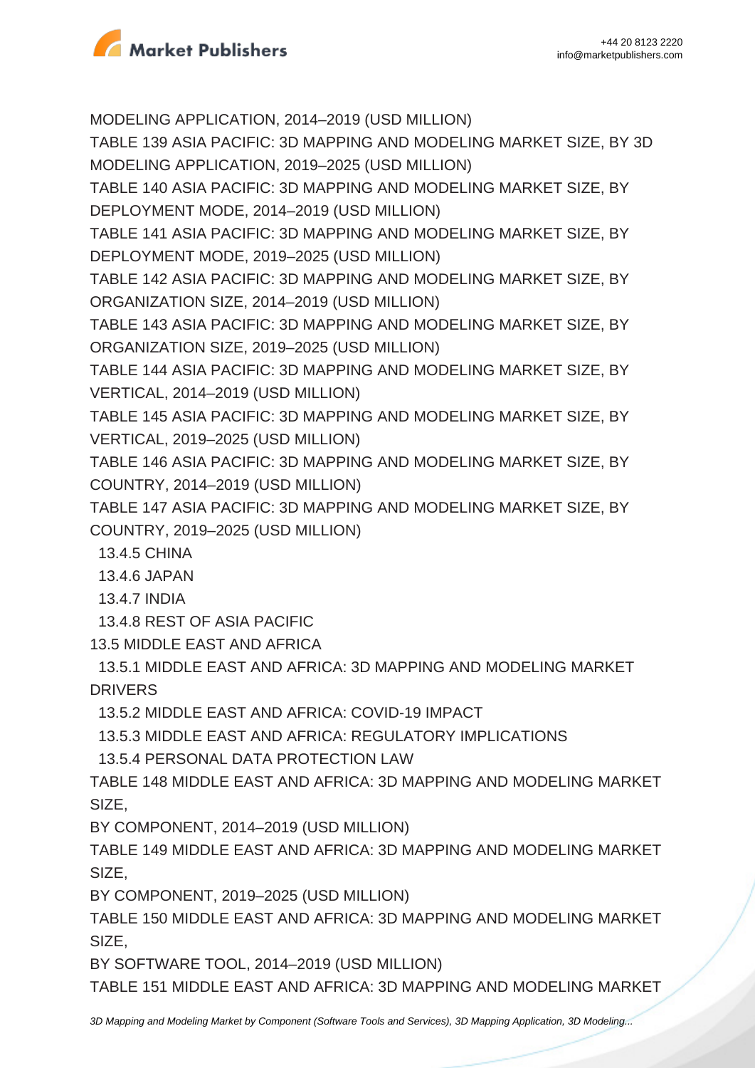MODELING APPLICATION, 2014–2019 (USD MILLION)

TABLE 139 ASIA PACIFIC: 3D MAPPING AND MODELING MARKET SIZE, BY 3D MODELING APPLICATION, 2019–2025 (USD MILLION)

TABLE 140 ASIA PACIFIC: 3D MAPPING AND MODELING MARKET SIZE, BY DEPLOYMENT MODE, 2014–2019 (USD MILLION)

TABLE 141 ASIA PACIFIC: 3D MAPPING AND MODELING MARKET SIZE, BY DEPLOYMENT MODE, 2019–2025 (USD MILLION)

TABLE 142 ASIA PACIFIC: 3D MAPPING AND MODELING MARKET SIZE, BY ORGANIZATION SIZE, 2014–2019 (USD MILLION)

TABLE 143 ASIA PACIFIC: 3D MAPPING AND MODELING MARKET SIZE, BY ORGANIZATION SIZE, 2019–2025 (USD MILLION)

TABLE 144 ASIA PACIFIC: 3D MAPPING AND MODELING MARKET SIZE, BY VERTICAL, 2014–2019 (USD MILLION)

TABLE 145 ASIA PACIFIC: 3D MAPPING AND MODELING MARKET SIZE, BY VERTICAL, 2019–2025 (USD MILLION)

TABLE 146 ASIA PACIFIC: 3D MAPPING AND MODELING MARKET SIZE, BY COUNTRY, 2014–2019 (USD MILLION)

TABLE 147 ASIA PACIFIC: 3D MAPPING AND MODELING MARKET SIZE, BY COUNTRY, 2019–2025 (USD MILLION)

13.4.5 CHINA

13.4.6 JAPAN

13.4.7 INDIA

13.4.8 REST OF ASIA PACIFIC

13.5 MIDDLE EAST AND AFRICA

13.5.1 MIDDLE EAST AND AFRICA: 3D MAPPING AND MODELING MARKET DRIVERS

13.5.2 MIDDLE EAST AND AFRICA: COVID-19 IMPACT

13.5.3 MIDDLE EAST AND AFRICA: REGULATORY IMPLICATIONS

13.5.4 PERSONAL DATA PROTECTION LAW

TABLE 148 MIDDLE EAST AND AFRICA: 3D MAPPING AND MODELING MARKET SIZE, BY COMPONENT, 2014–2019 (USD MILLION)

TABLE 149 MIDDLE EAST AND AFRICA: 3D MAPPING AND MODELING MARKET SIZE, BY COMPONENT, 2019–2025 (USD MILLION)

TABLE 150 MIDDLE EAST AND AFRICA: 3D MAPPING AND MODELING MARKET SIZE, BY SOFTWARE TOOL, 2014–2019 (USD MILLION)

TABLE 151 MIDDLE EAST AND AFRICA: 3D MAPPING AND MODELING MARKET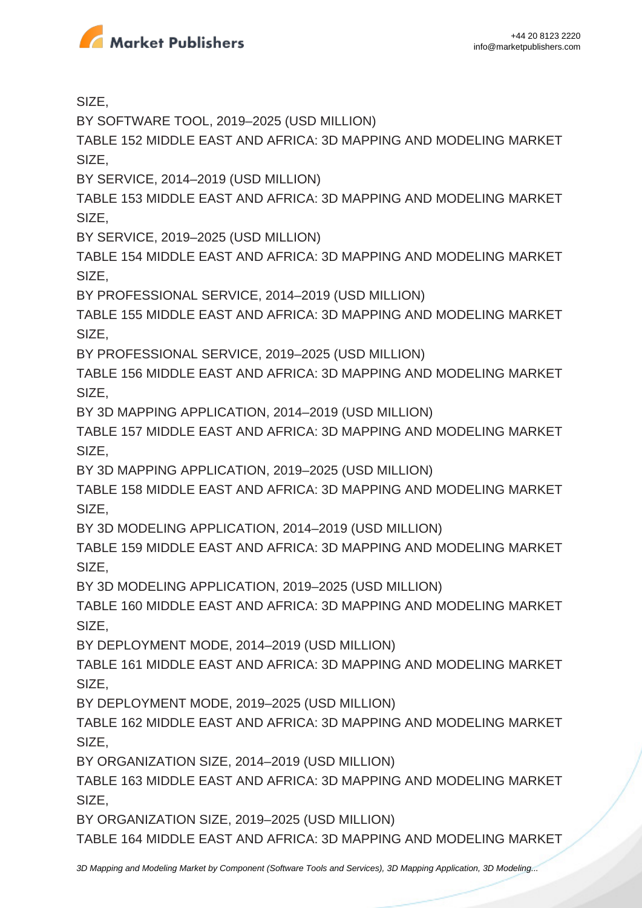SIZE,

BY SOFTWARE TOOL, 2019–2025 (USD MILLION)

TABLE 152 MIDDLE EAST AND AFRICA: 3D MAPPING AND MODELING MARKET SIZE,

BY SERVICE, 2014–2019 (USD MILLION)

TABLE 153 MIDDLE EAST AND AFRICA: 3D MAPPING AND MODELING MARKET SIZE,

BY SERVICE, 2019–2025 (USD MILLION)

TABLE 154 MIDDLE EAST AND AFRICA: 3D MAPPING AND MODELING MARKET SIZE,

BY PROFESSIONAL SERVICE, 2014–2019 (USD MILLION)

TABLE 155 MIDDLE EAST AND AFRICA: 3D MAPPING AND MODELING MARKET SIZE,

BY PROFESSIONAL SERVICE, 2019–2025 (USD MILLION)

TABLE 156 MIDDLE EAST AND AFRICA: 3D MAPPING AND MODELING MARKET SIZE,

BY 3D MAPPING APPLICATION, 2014–2019 (USD MILLION)

TABLE 157 MIDDLE EAST AND AFRICA: 3D MAPPING AND MODELING MARKET SIZE,

BY 3D MAPPING APPLICATION, 2019–2025 (USD MILLION)

TABLE 158 MIDDLE EAST AND AFRICA: 3D MAPPING AND MODELING MARKET SIZE,

BY 3D MODELING APPLICATION, 2014–2019 (USD MILLION)

TABLE 159 MIDDLE EAST AND AFRICA: 3D MAPPING AND MODELING MARKET SIZE,

BY 3D MODELING APPLICATION, 2019–2025 (USD MILLION)

TABLE 160 MIDDLE EAST AND AFRICA: 3D MAPPING AND MODELING MARKET SIZE,

BY DEPLOYMENT MODE, 2014–2019 (USD MILLION)

TABLE 161 MIDDLE EAST AND AFRICA: 3D MAPPING AND MODELING MARKET SIZE,

BY DEPLOYMENT MODE, 2019–2025 (USD MILLION)

TABLE 162 MIDDLE EAST AND AFRICA: 3D MAPPING AND MODELING MARKET SIZE,

BY ORGANIZATION SIZE, 2014–2019 (USD MILLION)

TABLE 163 MIDDLE EAST AND AFRICA: 3D MAPPING AND MODELING MARKET SIZE,

BY ORGANIZATION SIZE, 2019–2025 (USD MILLION)

TABLE 164 MIDDLE EAST AND AFRICA: 3D MAPPING AND MODELING MARKET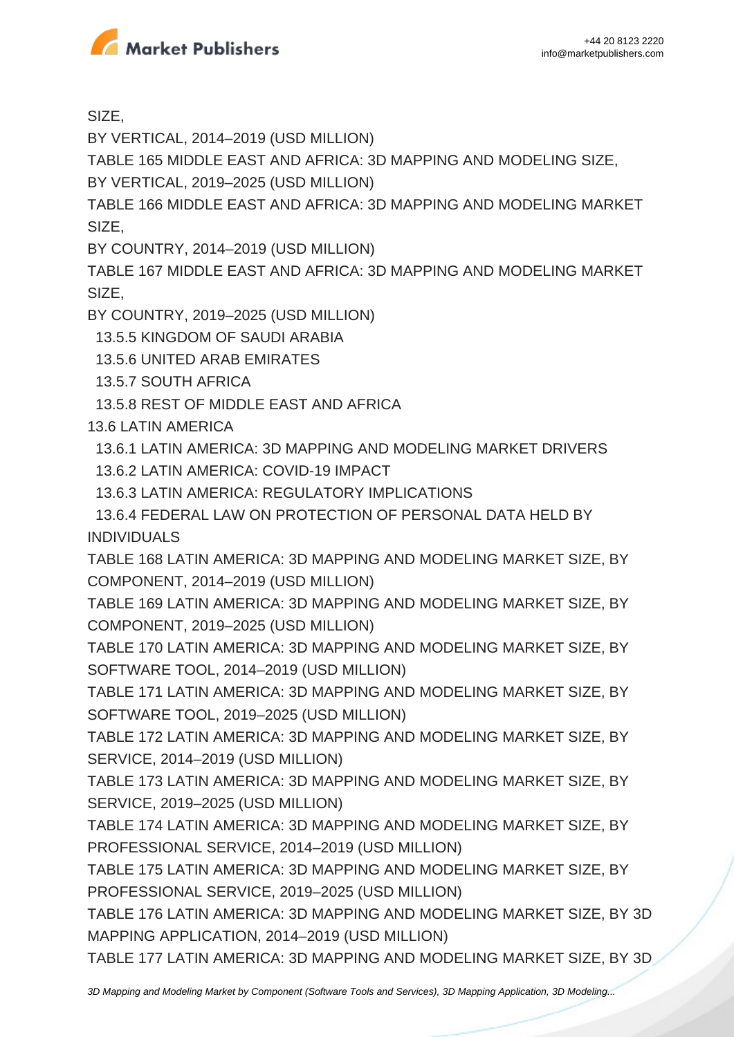SIZE,

BY VERTICAL, 2014–2019 (USD MILLION)

TABLE 165 MIDDLE EAST AND AFRICA: 3D MAPPING AND MODELING SIZE,

BY VERTICAL, 2019–2025 (USD MILLION)

TABLE 166 MIDDLE EAST AND AFRICA: 3D MAPPING AND MODELING MARKET SIZE,

BY COUNTRY, 2014–2019 (USD MILLION)

TABLE 167 MIDDLE EAST AND AFRICA: 3D MAPPING AND MODELING MARKET SIZE,

BY COUNTRY, 2019–2025 (USD MILLION)

13.5.5 KINGDOM OF SAUDI ARABIA

13.5.6 UNITED ARAB EMIRATES

13.5.7 SOUTH AFRICA

13.5.8 REST OF MIDDLE EAST AND AFRICA

13.6 LATIN AMERICA

13.6.1 LATIN AMERICA: 3D MAPPING AND MODELING MARKET DRIVERS

13.6.2 LATIN AMERICA: COVID-19 IMPACT

13.6.3 LATIN AMERICA: REGULATORY IMPLICATIONS

13.6.4 FEDERAL LAW ON PROTECTION OF PERSONAL DATA HELD BY INDIVIDUALS

TABLE 168 LATIN AMERICA: 3D MAPPING AND MODELING MARKET SIZE, BY COMPONENT, 2014–2019 (USD MILLION)

TABLE 169 LATIN AMERICA: 3D MAPPING AND MODELING MARKET SIZE, BY COMPONENT, 2019–2025 (USD MILLION)

TABLE 170 LATIN AMERICA: 3D MAPPING AND MODELING MARKET SIZE, BY SOFTWARE TOOL, 2014–2019 (USD MILLION)

TABLE 171 LATIN AMERICA: 3D MAPPING AND MODELING MARKET SIZE, BY SOFTWARE TOOL, 2019–2025 (USD MILLION)

TABLE 172 LATIN AMERICA: 3D MAPPING AND MODELING MARKET SIZE, BY SERVICE, 2014–2019 (USD MILLION)

TABLE 173 LATIN AMERICA: 3D MAPPING AND MODELING MARKET SIZE, BY SERVICE, 2019–2025 (USD MILLION)

TABLE 174 LATIN AMERICA: 3D MAPPING AND MODELING MARKET SIZE, BY PROFESSIONAL SERVICE, 2014–2019 (USD MILLION)

TABLE 175 LATIN AMERICA: 3D MAPPING AND MODELING MARKET SIZE, BY PROFESSIONAL SERVICE, 2019–2025 (USD MILLION)

TABLE 176 LATIN AMERICA: 3D MAPPING AND MODELING MARKET SIZE, BY 3D MAPPING APPLICATION, 2014–2019 (USD MILLION)

TABLE 177 LATIN AMERICA: 3D MAPPING AND MODELING MARKET SIZE, BY 3D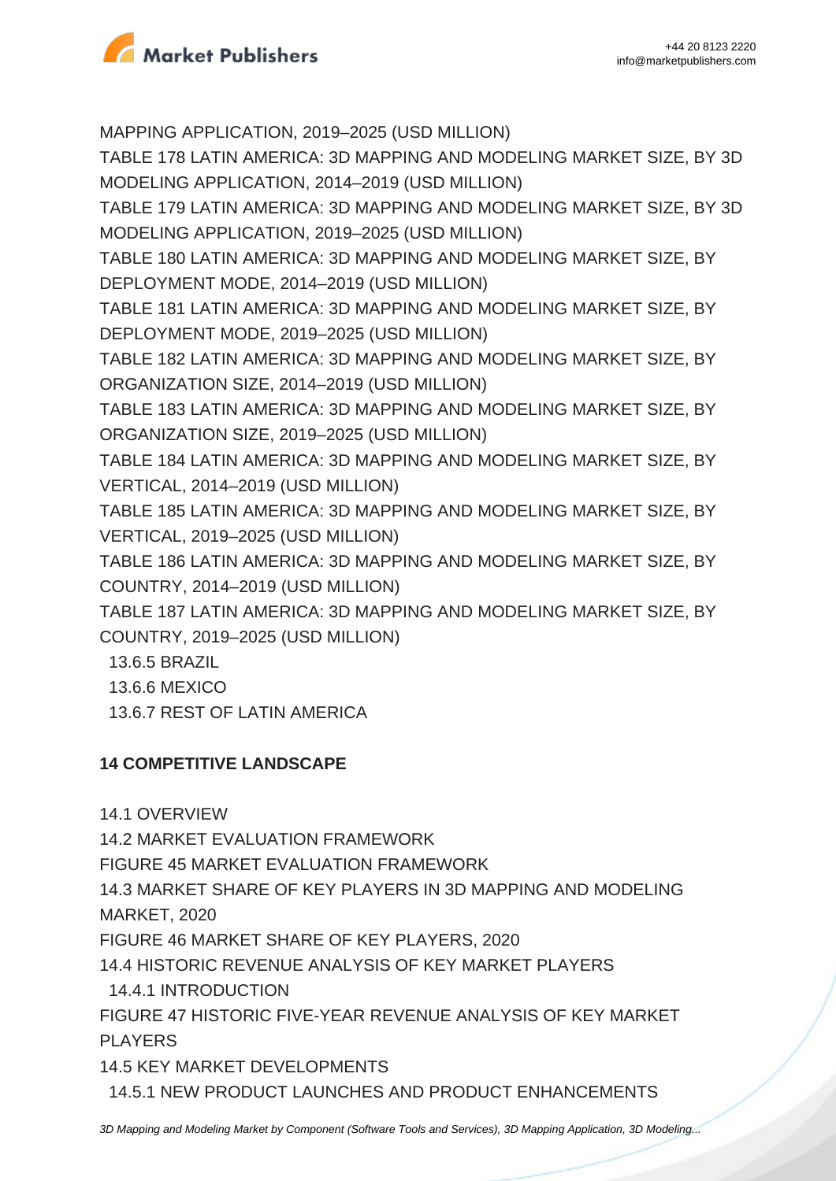MAPPING APPLICATION, 2019–2025 (USD MILLION)

TABLE 178 LATIN AMERICA: 3D MAPPING AND MODELING MARKET SIZE, BY 3D MODELING APPLICATION, 2014–2019 (USD MILLION)

TABLE 179 LATIN AMERICA: 3D MAPPING AND MODELING MARKET SIZE, BY 3D MODELING APPLICATION, 2019–2025 (USD MILLION)

TABLE 180 LATIN AMERICA: 3D MAPPING AND MODELING MARKET SIZE, BY DEPLOYMENT MODE, 2014–2019 (USD MILLION)

TABLE 181 LATIN AMERICA: 3D MAPPING AND MODELING MARKET SIZE, BY DEPLOYMENT MODE, 2019–2025 (USD MILLION)

TABLE 182 LATIN AMERICA: 3D MAPPING AND MODELING MARKET SIZE, BY ORGANIZATION SIZE, 2014–2019 (USD MILLION)

TABLE 183 LATIN AMERICA: 3D MAPPING AND MODELING MARKET SIZE, BY ORGANIZATION SIZE, 2019–2025 (USD MILLION)

TABLE 184 LATIN AMERICA: 3D MAPPING AND MODELING MARKET SIZE, BY VERTICAL, 2014–2019 (USD MILLION)

TABLE 185 LATIN AMERICA: 3D MAPPING AND MODELING MARKET SIZE, BY VERTICAL, 2019–2025 (USD MILLION)

TABLE 186 LATIN AMERICA: 3D MAPPING AND MODELING MARKET SIZE, BY COUNTRY, 2014–2019 (USD MILLION)

TABLE 187 LATIN AMERICA: 3D MAPPING AND MODELING MARKET SIZE, BY COUNTRY, 2019–2025 (USD MILLION)

13.6.5 BRAZIL

13.6.6 MEXICO

13.6.7 REST OF LATIN AMERICA

**14 COMPETITIVE LANDSCAPE**

14.1 OVERVIEW

14.2 MARKET EVALUATION FRAMEWORK

FIGURE 45 MARKET EVALUATION FRAMEWORK

14.3 MARKET SHARE OF KEY PLAYERS IN 3D MAPPING AND MODELING MARKET, 2020

FIGURE 46 MARKET SHARE OF KEY PLAYERS, 2020

14.4 HISTORIC REVENUE ANALYSIS OF KEY MARKET PLAYERS

14.4.1 INTRODUCTION

FIGURE 47 HISTORIC FIVE-YEAR REVENUE ANALYSIS OF KEY MARKET PLAYERS

14.5 KEY MARKET DEVELOPMENTS

14.5.1 NEW PRODUCT LAUNCHES AND PRODUCT ENHANCEMENTS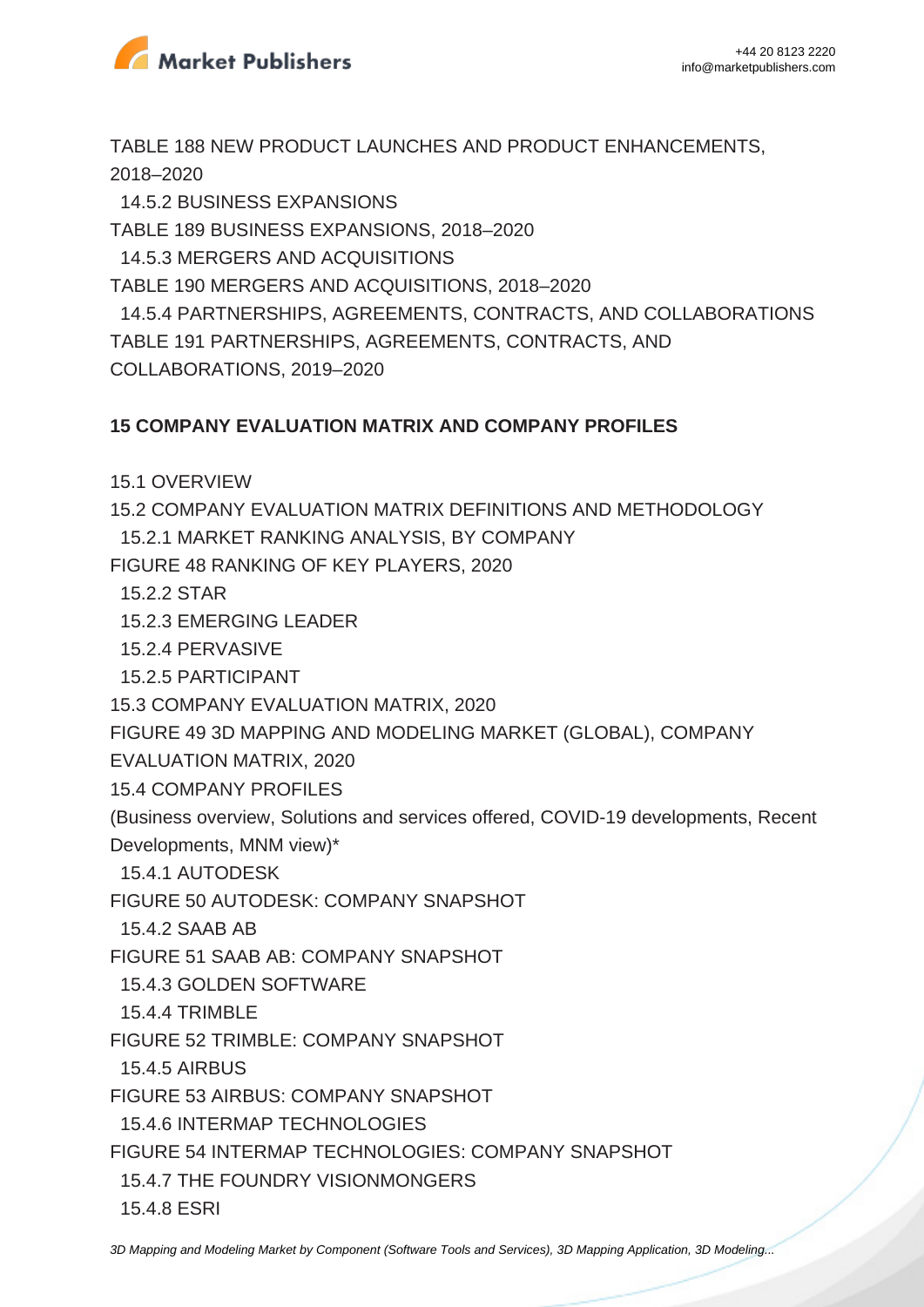TABLE 188 NEW PRODUCT LAUNCHES AND PRODUCT ENHANCEMENTS, 2018–2020

14.5.2 BUSINESS EXPANSIONS

TABLE 189 BUSINESS EXPANSIONS, 2018–2020

14.5.3 MERGERS AND ACQUISITIONS

TABLE 190 MERGERS AND ACQUISITIONS, 2018–2020

14.5.4 PARTNERSHIPS, AGREEMENTS, CONTRACTS, AND COLLABORATIONS

TABLE 191 PARTNERSHIPS, AGREEMENTS, CONTRACTS, AND COLLABORATIONS, 2019–2020

**15 COMPANY EVALUATION MATRIX AND COMPANY PROFILES**

15.1 OVERVIEW

15.2 COMPANY EVALUATION MATRIX DEFINITIONS AND METHODOLOGY

15.2.1 MARKET RANKING ANALYSIS, BY COMPANY

FIGURE 48 RANKING OF KEY PLAYERS, 2020

15.2.2 STAR

15.2.3 EMERGING LEADER

15.2.4 PERVASIVE

15.2.5 PARTICIPANT

15.3 COMPANY EVALUATION MATRIX, 2020

FIGURE 49 3D MAPPING AND MODELING MARKET (GLOBAL), COMPANY EVALUATION MATRIX, 2020

15.4 COMPANY PROFILES

(Business overview, Solutions and services offered, COVID-19 developments, Recent Developments, MNM view)*

15.4.1 AUTODESK

FIGURE 50 AUTODESK: COMPANY SNAPSHOT

15.4.2 SAAB AB

FIGURE 51 SAAB AB: COMPANY SNAPSHOT

15.4.3 GOLDEN SOFTWARE

15.4.4 TRIMBLE

FIGURE 52 TRIMBLE: COMPANY SNAPSHOT

15.4.5 AIRBUS

FIGURE 53 AIRBUS: COMPANY SNAPSHOT

15.4.6 INTERMAP TECHNOLOGIES

FIGURE 54 INTERMAP TECHNOLOGIES: COMPANY SNAPSHOT

15.4.7 THE FOUNDRY VISIONMONGERS

15.4.8 ESRI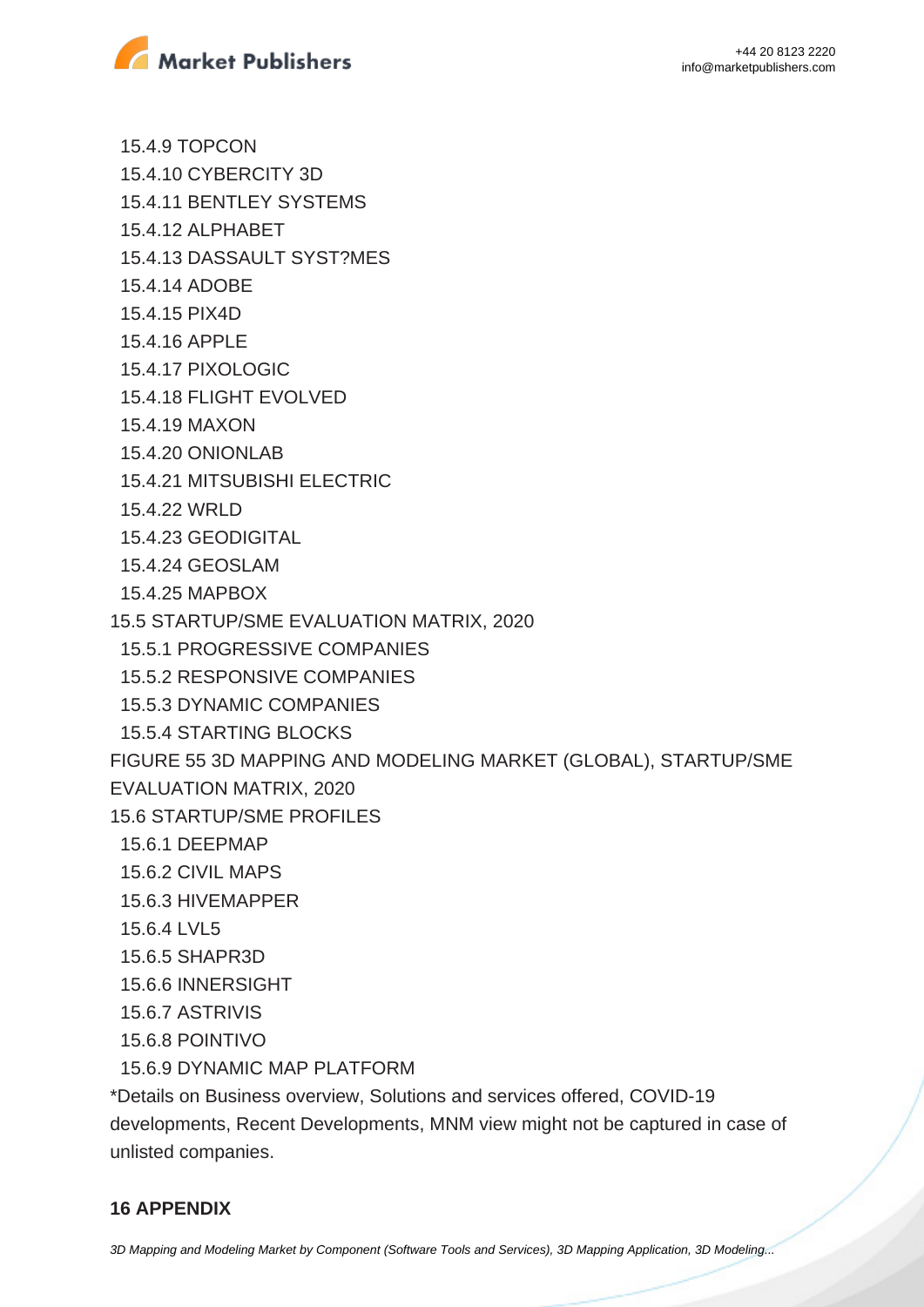15.4.9 TOPCON
15.4.10 CYBERCITY 3D
15.4.11 BENTLEY SYSTEMS
15.4.12 ALPHABET
15.4.13 DASSAULT SYST?MES
15.4.14 ADOBE
15.4.15 PIX4D
15.4.16 APPLE
15.4.17 PIXOLOGIC
15.4.18 FLIGHT EVOLVED
15.4.19 MAXON
15.4.20 ONIONLAB
15.4.21 MITSUBISHI ELECTRIC
15.4.22 WRLD
15.4.23 GEODIGITAL
15.4.24 GEOSLAM
15.4.25 MAPBOX
15.5 STARTUP/SME EVALUATION MATRIX, 2020
15.5.1 PROGRESSIVE COMPANIES
15.5.2 RESPONSIVE COMPANIES
15.5.3 DYNAMIC COMPANIES
15.5.4 STARTING BLOCKS
FIGURE 55 3D MAPPING AND MODELING MARKET (GLOBAL), STARTUP/SME EVALUATION MATRIX, 2020
15.6 STARTUP/SME PROFILES
15.6.1 DEEPMAP
15.6.2 CIVIL MAPS
15.6.3 HIVEMAPPER
15.6.4 LVL5
15.6.5 SHAPR3D
15.6.6 INNERSIGHT
15.6.7 ASTRIVIS
15.6.8 POINTIVO
15.6.9 DYNAMIC MAP PLATFORM
*Details on Business overview, Solutions and services offered, COVID-19 developments, Recent Developments, MNM view might not be captured in case of unlisted companies.

## 16 APPENDIX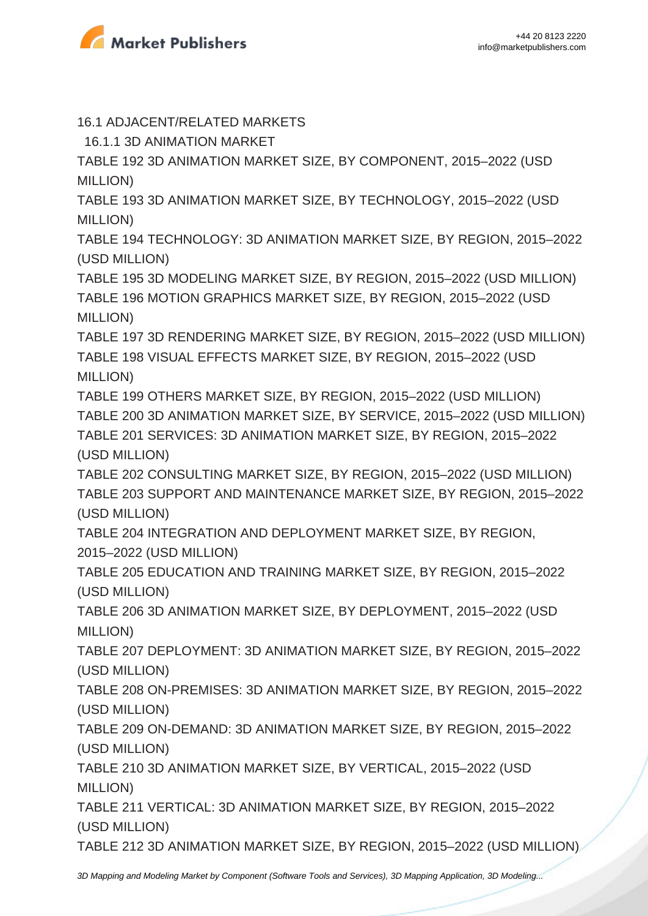16.1 ADJACENT/RELATED MARKETS

16.1.1 3D ANIMATION MARKET

TABLE 192 3D ANIMATION MARKET SIZE, BY COMPONENT, 2015–2022 (USD MILLION)

TABLE 193 3D ANIMATION MARKET SIZE, BY TECHNOLOGY, 2015–2022 (USD MILLION)

TABLE 194 TECHNOLOGY: 3D ANIMATION MARKET SIZE, BY REGION, 2015–2022 (USD MILLION)

TABLE 195 3D MODELING MARKET SIZE, BY REGION, 2015–2022 (USD MILLION)

TABLE 196 MOTION GRAPHICS MARKET SIZE, BY REGION, 2015–2022 (USD MILLION)

TABLE 197 3D RENDERING MARKET SIZE, BY REGION, 2015–2022 (USD MILLION)

TABLE 198 VISUAL EFFECTS MARKET SIZE, BY REGION, 2015–2022 (USD MILLION)

TABLE 199 OTHERS MARKET SIZE, BY REGION, 2015–2022 (USD MILLION)

TABLE 200 3D ANIMATION MARKET SIZE, BY SERVICE, 2015–2022 (USD MILLION)

TABLE 201 SERVICES: 3D ANIMATION MARKET SIZE, BY REGION, 2015–2022 (USD MILLION)

TABLE 202 CONSULTING MARKET SIZE, BY REGION, 2015–2022 (USD MILLION)

TABLE 203 SUPPORT AND MAINTENANCE MARKET SIZE, BY REGION, 2015–2022 (USD MILLION)

TABLE 204 INTEGRATION AND DEPLOYMENT MARKET SIZE, BY REGION, 2015–2022 (USD MILLION)

TABLE 205 EDUCATION AND TRAINING MARKET SIZE, BY REGION, 2015–2022 (USD MILLION)

TABLE 206 3D ANIMATION MARKET SIZE, BY DEPLOYMENT, 2015–2022 (USD MILLION)

TABLE 207 DEPLOYMENT: 3D ANIMATION MARKET SIZE, BY REGION, 2015–2022 (USD MILLION)

TABLE 208 ON-PREMISES: 3D ANIMATION MARKET SIZE, BY REGION, 2015–2022 (USD MILLION)

TABLE 209 ON-DEMAND: 3D ANIMATION MARKET SIZE, BY REGION, 2015–2022 (USD MILLION)

TABLE 210 3D ANIMATION MARKET SIZE, BY VERTICAL, 2015–2022 (USD MILLION)

TABLE 211 VERTICAL: 3D ANIMATION MARKET SIZE, BY REGION, 2015–2022 (USD MILLION)

TABLE 212 3D ANIMATION MARKET SIZE, BY REGION, 2015–2022 (USD MILLION)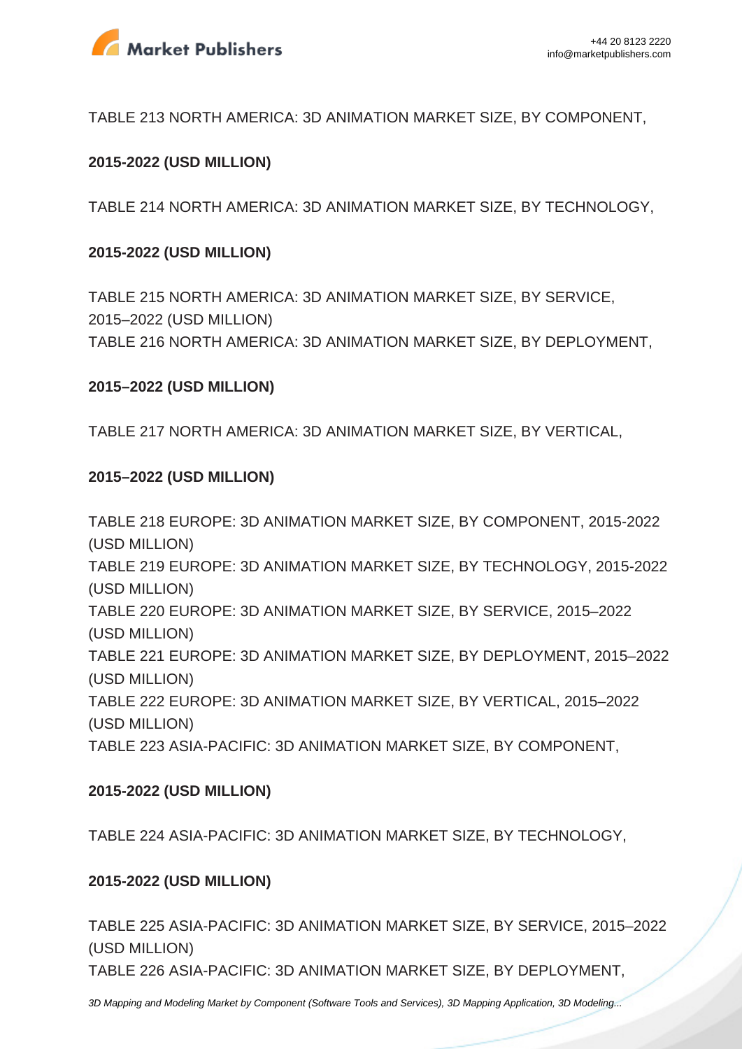TABLE 213 NORTH AMERICA: 3D ANIMATION MARKET SIZE, BY COMPONENT,

**2015-2022 (USD MILLION)**

TABLE 214 NORTH AMERICA: 3D ANIMATION MARKET SIZE, BY TECHNOLOGY,

**2015-2022 (USD MILLION)**

TABLE 215 NORTH AMERICA: 3D ANIMATION MARKET SIZE, BY SERVICE, 2015–2022 (USD MILLION)

TABLE 216 NORTH AMERICA: 3D ANIMATION MARKET SIZE, BY DEPLOYMENT,

**2015–2022 (USD MILLION)**

TABLE 217 NORTH AMERICA: 3D ANIMATION MARKET SIZE, BY VERTICAL,

**2015–2022 (USD MILLION)**

TABLE 218 EUROPE: 3D ANIMATION MARKET SIZE, BY COMPONENT, 2015-2022 (USD MILLION)

TABLE 219 EUROPE: 3D ANIMATION MARKET SIZE, BY TECHNOLOGY, 2015-2022 (USD MILLION)

TABLE 220 EUROPE: 3D ANIMATION MARKET SIZE, BY SERVICE, 2015–2022 (USD MILLION)

TABLE 221 EUROPE: 3D ANIMATION MARKET SIZE, BY DEPLOYMENT, 2015–2022 (USD MILLION)

TABLE 222 EUROPE: 3D ANIMATION MARKET SIZE, BY VERTICAL, 2015–2022 (USD MILLION)

TABLE 223 ASIA-PACIFIC: 3D ANIMATION MARKET SIZE, BY COMPONENT,

**2015-2022 (USD MILLION)**

TABLE 224 ASIA-PACIFIC: 3D ANIMATION MARKET SIZE, BY TECHNOLOGY,

**2015-2022 (USD MILLION)**

TABLE 225 ASIA-PACIFIC: 3D ANIMATION MARKET SIZE, BY SERVICE, 2015–2022 (USD MILLION)

TABLE 226 ASIA-PACIFIC: 3D ANIMATION MARKET SIZE, BY DEPLOYMENT,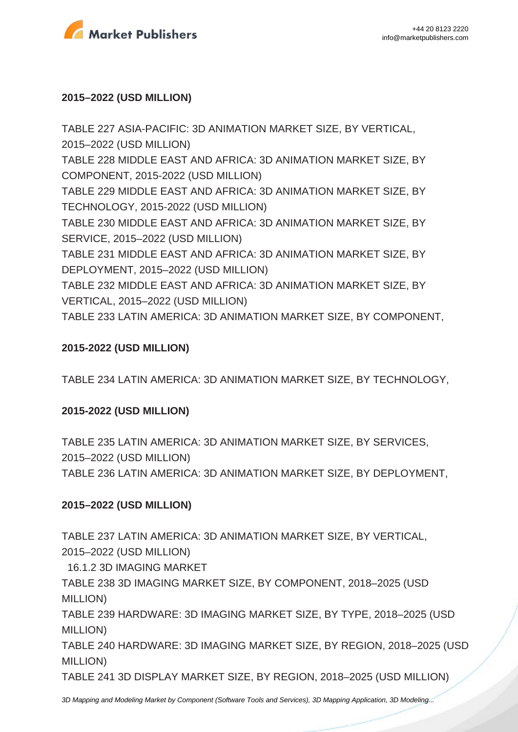**2015–2022 (USD MILLION)**

TABLE 227 ASIA-PACIFIC: 3D ANIMATION MARKET SIZE, BY VERTICAL, 2015–2022 (USD MILLION)
TABLE 228 MIDDLE EAST AND AFRICA: 3D ANIMATION MARKET SIZE, BY COMPONENT, 2015-2022 (USD MILLION)
TABLE 229 MIDDLE EAST AND AFRICA: 3D ANIMATION MARKET SIZE, BY TECHNOLOGY, 2015-2022 (USD MILLION)
TABLE 230 MIDDLE EAST AND AFRICA: 3D ANIMATION MARKET SIZE, BY SERVICE, 2015–2022 (USD MILLION)
TABLE 231 MIDDLE EAST AND AFRICA: 3D ANIMATION MARKET SIZE, BY DEPLOYMENT, 2015–2022 (USD MILLION)
TABLE 232 MIDDLE EAST AND AFRICA: 3D ANIMATION MARKET SIZE, BY VERTICAL, 2015–2022 (USD MILLION)
TABLE 233 LATIN AMERICA: 3D ANIMATION MARKET SIZE, BY COMPONENT,

**2015-2022 (USD MILLION)**

TABLE 234 LATIN AMERICA: 3D ANIMATION MARKET SIZE, BY TECHNOLOGY,

**2015-2022 (USD MILLION)**

TABLE 235 LATIN AMERICA: 3D ANIMATION MARKET SIZE, BY SERVICES, 2015–2022 (USD MILLION)
TABLE 236 LATIN AMERICA: 3D ANIMATION MARKET SIZE, BY DEPLOYMENT,

**2015–2022 (USD MILLION)**

TABLE 237 LATIN AMERICA: 3D ANIMATION MARKET SIZE, BY VERTICAL, 2015–2022 (USD MILLION)
16.1.2 3D IMAGING MARKET
TABLE 238 3D IMAGING MARKET SIZE, BY COMPONENT, 2018–2025 (USD MILLION)
TABLE 239 HARDWARE: 3D IMAGING MARKET SIZE, BY TYPE, 2018–2025 (USD MILLION)
TABLE 240 HARDWARE: 3D IMAGING MARKET SIZE, BY REGION, 2018–2025 (USD MILLION)
TABLE 241 3D DISPLAY MARKET SIZE, BY REGION, 2018–2025 (USD MILLION)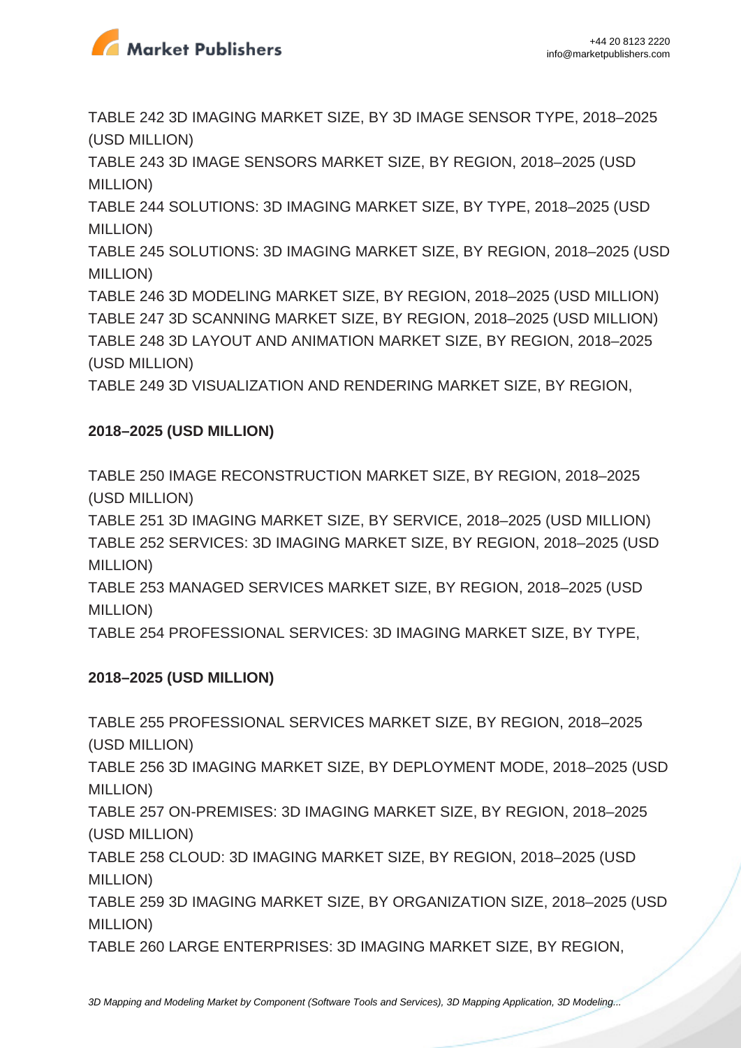TABLE 242 3D IMAGING MARKET SIZE, BY 3D IMAGE SENSOR TYPE, 2018–2025 (USD MILLION)
TABLE 243 3D IMAGE SENSORS MARKET SIZE, BY REGION, 2018–2025 (USD MILLION)
TABLE 244 SOLUTIONS: 3D IMAGING MARKET SIZE, BY TYPE, 2018–2025 (USD MILLION)
TABLE 245 SOLUTIONS: 3D IMAGING MARKET SIZE, BY REGION, 2018–2025 (USD MILLION)
TABLE 246 3D MODELING MARKET SIZE, BY REGION, 2018–2025 (USD MILLION)
TABLE 247 3D SCANNING MARKET SIZE, BY REGION, 2018–2025 (USD MILLION)
TABLE 248 3D LAYOUT AND ANIMATION MARKET SIZE, BY REGION, 2018–2025 (USD MILLION)
TABLE 249 3D VISUALIZATION AND RENDERING MARKET SIZE, BY REGION,

**2018–2025 (USD MILLION)**

TABLE 250 IMAGE RECONSTRUCTION MARKET SIZE, BY REGION, 2018–2025 (USD MILLION)
TABLE 251 3D IMAGING MARKET SIZE, BY SERVICE, 2018–2025 (USD MILLION)
TABLE 252 SERVICES: 3D IMAGING MARKET SIZE, BY REGION, 2018–2025 (USD MILLION)
TABLE 253 MANAGED SERVICES MARKET SIZE, BY REGION, 2018–2025 (USD MILLION)
TABLE 254 PROFESSIONAL SERVICES: 3D IMAGING MARKET SIZE, BY TYPE,

**2018–2025 (USD MILLION)**

TABLE 255 PROFESSIONAL SERVICES MARKET SIZE, BY REGION, 2018–2025 (USD MILLION)
TABLE 256 3D IMAGING MARKET SIZE, BY DEPLOYMENT MODE, 2018–2025 (USD MILLION)
TABLE 257 ON-PREMISES: 3D IMAGING MARKET SIZE, BY REGION, 2018–2025 (USD MILLION)
TABLE 258 CLOUD: 3D IMAGING MARKET SIZE, BY REGION, 2018–2025 (USD MILLION)
TABLE 259 3D IMAGING MARKET SIZE, BY ORGANIZATION SIZE, 2018–2025 (USD MILLION)
TABLE 260 LARGE ENTERPRISES: 3D IMAGING MARKET SIZE, BY REGION,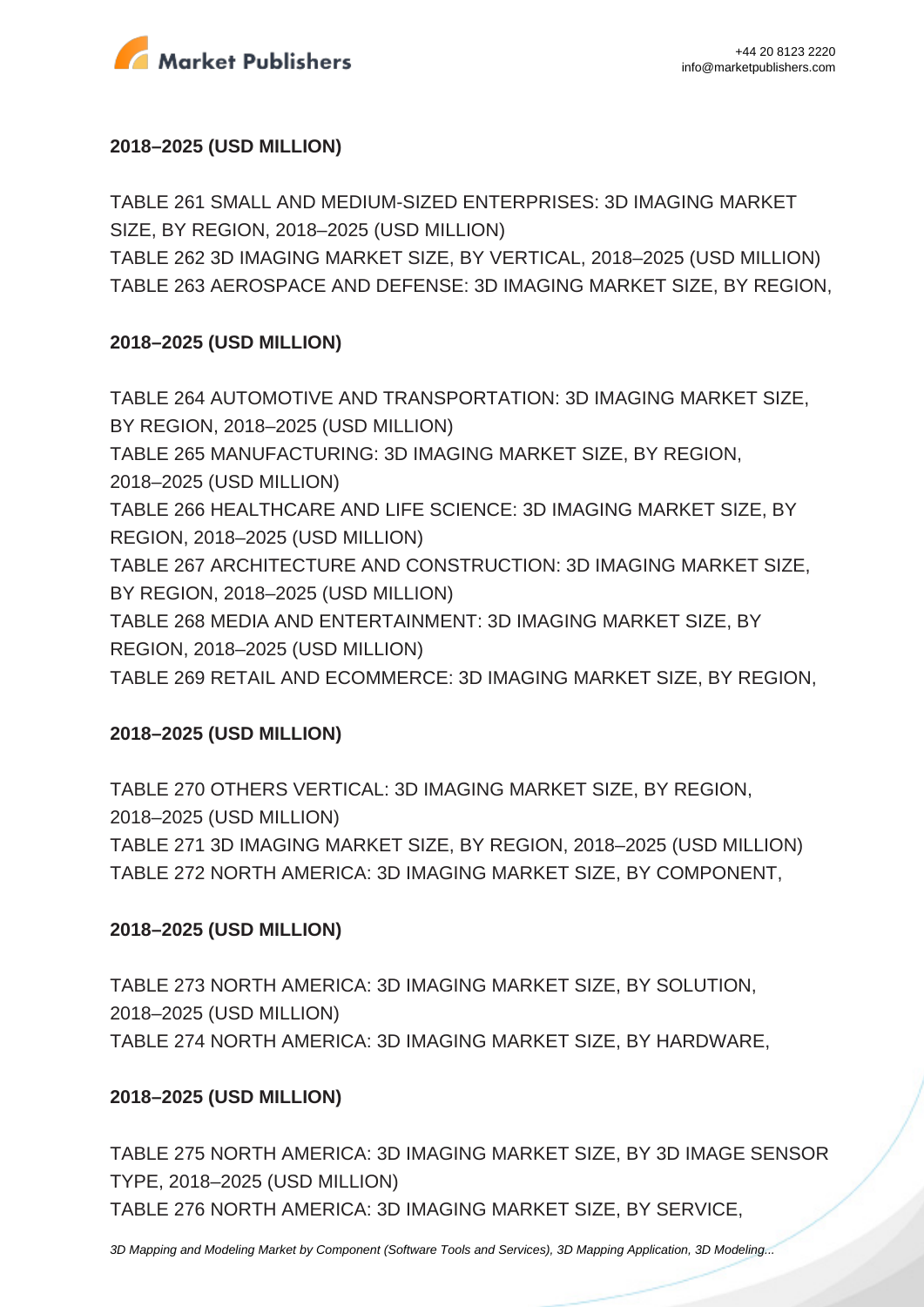2018–2025 (USD MILLION)

TABLE 261 SMALL AND MEDIUM-SIZED ENTERPRISES: 3D IMAGING MARKET SIZE, BY REGION, 2018–2025 (USD MILLION)
TABLE 262 3D IMAGING MARKET SIZE, BY VERTICAL, 2018–2025 (USD MILLION)
TABLE 263 AEROSPACE AND DEFENSE: 3D IMAGING MARKET SIZE, BY REGION, 2018–2025 (USD MILLION)
TABLE 264 AUTOMOTIVE AND TRANSPORTATION: 3D IMAGING MARKET SIZE, BY REGION, 2018–2025 (USD MILLION)
TABLE 265 MANUFACTURING: 3D IMAGING MARKET SIZE, BY REGION, 2018–2025 (USD MILLION)
TABLE 266 HEALTHCARE AND LIFE SCIENCE: 3D IMAGING MARKET SIZE, BY REGION, 2018–2025 (USD MILLION)
TABLE 267 ARCHITECTURE AND CONSTRUCTION: 3D IMAGING MARKET SIZE, BY REGION, 2018–2025 (USD MILLION)
TABLE 268 MEDIA AND ENTERTAINMENT: 3D IMAGING MARKET SIZE, BY REGION, 2018–2025 (USD MILLION)
TABLE 269 RETAIL AND ECOMMERCE: 3D IMAGING MARKET SIZE, BY REGION, 2018–2025 (USD MILLION)
TABLE 270 OTHERS VERTICAL: 3D IMAGING MARKET SIZE, BY REGION, 2018–2025 (USD MILLION)
TABLE 271 3D IMAGING MARKET SIZE, BY REGION, 2018–2025 (USD MILLION)
TABLE 272 NORTH AMERICA: 3D IMAGING MARKET SIZE, BY COMPONENT, 2018–2025 (USD MILLION)
TABLE 273 NORTH AMERICA: 3D IMAGING MARKET SIZE, BY SOLUTION, 2018–2025 (USD MILLION)
TABLE 274 NORTH AMERICA: 3D IMAGING MARKET SIZE, BY HARDWARE, 2018–2025 (USD MILLION)
TABLE 275 NORTH AMERICA: 3D IMAGING MARKET SIZE, BY 3D IMAGE SENSOR TYPE, 2018–2025 (USD MILLION)
TABLE 276 NORTH AMERICA: 3D IMAGING MARKET SIZE, BY SERVICE,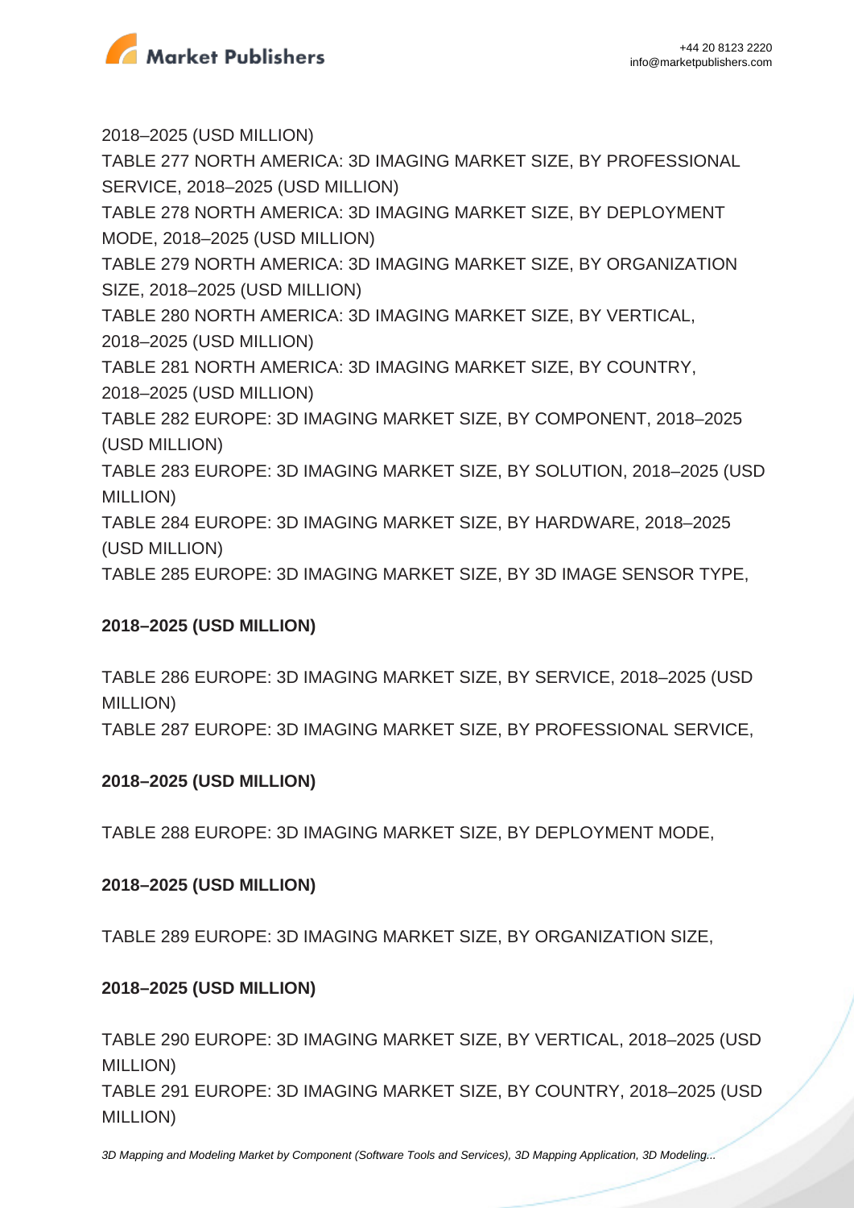2018–2025 (USD MILLION)

TABLE 277 NORTH AMERICA: 3D IMAGING MARKET SIZE, BY PROFESSIONAL SERVICE, 2018–2025 (USD MILLION)

TABLE 278 NORTH AMERICA: 3D IMAGING MARKET SIZE, BY DEPLOYMENT MODE, 2018–2025 (USD MILLION)

TABLE 279 NORTH AMERICA: 3D IMAGING MARKET SIZE, BY ORGANIZATION SIZE, 2018–2025 (USD MILLION)

TABLE 280 NORTH AMERICA: 3D IMAGING MARKET SIZE, BY VERTICAL, 2018–2025 (USD MILLION)

TABLE 281 NORTH AMERICA: 3D IMAGING MARKET SIZE, BY COUNTRY, 2018–2025 (USD MILLION)

TABLE 282 EUROPE: 3D IMAGING MARKET SIZE, BY COMPONENT, 2018–2025 (USD MILLION)

TABLE 283 EUROPE: 3D IMAGING MARKET SIZE, BY SOLUTION, 2018–2025 (USD MILLION)

TABLE 284 EUROPE: 3D IMAGING MARKET SIZE, BY HARDWARE, 2018–2025 (USD MILLION)

TABLE 285 EUROPE: 3D IMAGING MARKET SIZE, BY 3D IMAGE SENSOR TYPE,

**2018–2025 (USD MILLION)**

TABLE 286 EUROPE: 3D IMAGING MARKET SIZE, BY SERVICE, 2018–2025 (USD MILLION)

TABLE 287 EUROPE: 3D IMAGING MARKET SIZE, BY PROFESSIONAL SERVICE,

**2018–2025 (USD MILLION)**

TABLE 288 EUROPE: 3D IMAGING MARKET SIZE, BY DEPLOYMENT MODE,

**2018–2025 (USD MILLION)**

TABLE 289 EUROPE: 3D IMAGING MARKET SIZE, BY ORGANIZATION SIZE,

**2018–2025 (USD MILLION)**

TABLE 290 EUROPE: 3D IMAGING MARKET SIZE, BY VERTICAL, 2018–2025 (USD MILLION)

TABLE 291 EUROPE: 3D IMAGING MARKET SIZE, BY COUNTRY, 2018–2025 (USD MILLION)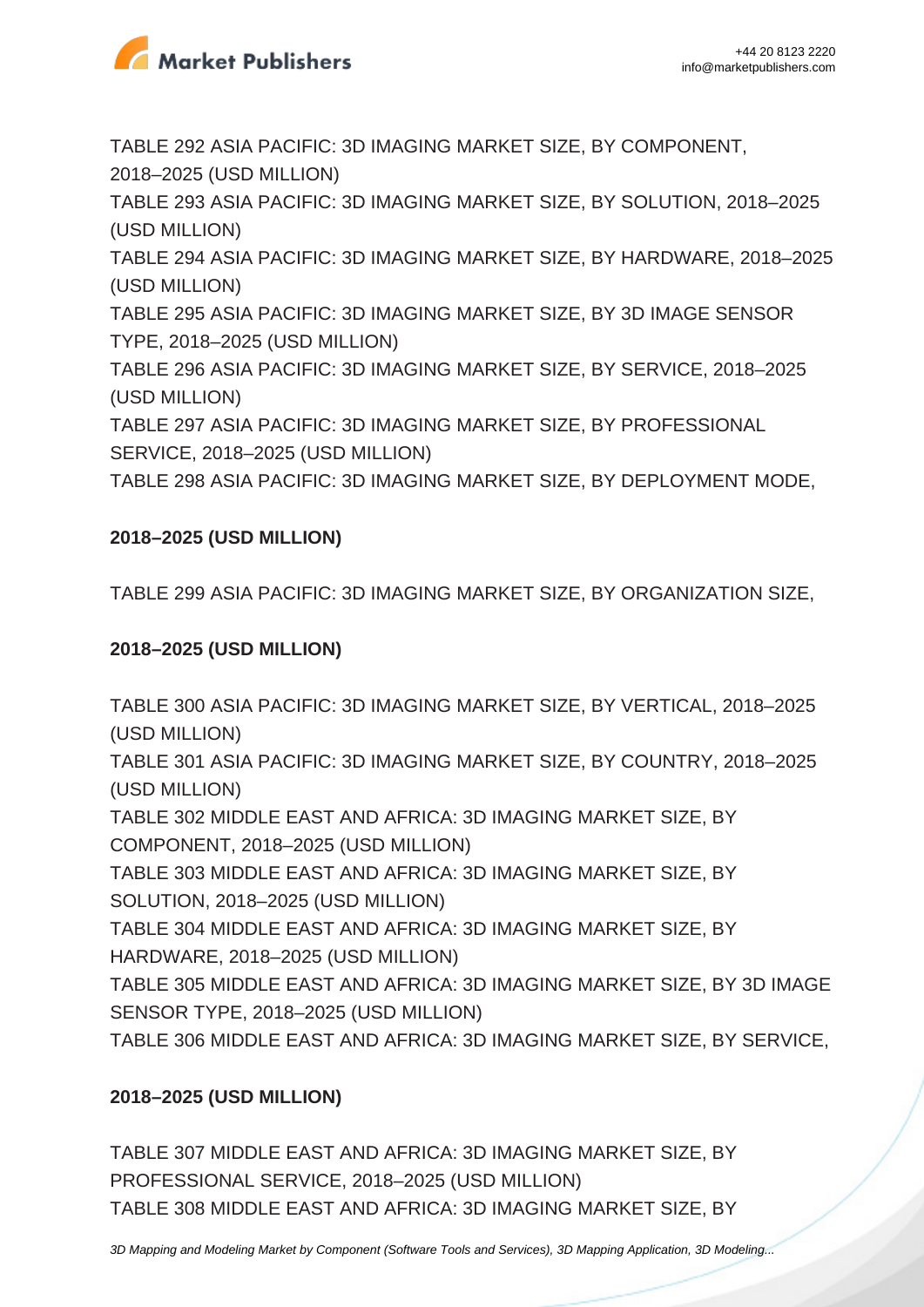TABLE 292 ASIA PACIFIC: 3D IMAGING MARKET SIZE, BY COMPONENT, 2018–2025 (USD MILLION)
TABLE 293 ASIA PACIFIC: 3D IMAGING MARKET SIZE, BY SOLUTION, 2018–2025 (USD MILLION)
TABLE 294 ASIA PACIFIC: 3D IMAGING MARKET SIZE, BY HARDWARE, 2018–2025 (USD MILLION)
TABLE 295 ASIA PACIFIC: 3D IMAGING MARKET SIZE, BY 3D IMAGE SENSOR TYPE, 2018–2025 (USD MILLION)
TABLE 296 ASIA PACIFIC: 3D IMAGING MARKET SIZE, BY SERVICE, 2018–2025 (USD MILLION)
TABLE 297 ASIA PACIFIC: 3D IMAGING MARKET SIZE, BY PROFESSIONAL SERVICE, 2018–2025 (USD MILLION)
TABLE 298 ASIA PACIFIC: 3D IMAGING MARKET SIZE, BY DEPLOYMENT MODE,

**2018–2025 (USD MILLION)**

TABLE 299 ASIA PACIFIC: 3D IMAGING MARKET SIZE, BY ORGANIZATION SIZE,

**2018–2025 (USD MILLION)**

TABLE 300 ASIA PACIFIC: 3D IMAGING MARKET SIZE, BY VERTICAL, 2018–2025 (USD MILLION)
TABLE 301 ASIA PACIFIC: 3D IMAGING MARKET SIZE, BY COUNTRY, 2018–2025 (USD MILLION)
TABLE 302 MIDDLE EAST AND AFRICA: 3D IMAGING MARKET SIZE, BY COMPONENT, 2018–2025 (USD MILLION)
TABLE 303 MIDDLE EAST AND AFRICA: 3D IMAGING MARKET SIZE, BY SOLUTION, 2018–2025 (USD MILLION)
TABLE 304 MIDDLE EAST AND AFRICA: 3D IMAGING MARKET SIZE, BY HARDWARE, 2018–2025 (USD MILLION)
TABLE 305 MIDDLE EAST AND AFRICA: 3D IMAGING MARKET SIZE, BY 3D IMAGE SENSOR TYPE, 2018–2025 (USD MILLION)
TABLE 306 MIDDLE EAST AND AFRICA: 3D IMAGING MARKET SIZE, BY SERVICE,

**2018–2025 (USD MILLION)**

TABLE 307 MIDDLE EAST AND AFRICA: 3D IMAGING MARKET SIZE, BY PROFESSIONAL SERVICE, 2018–2025 (USD MILLION)
TABLE 308 MIDDLE EAST AND AFRICA: 3D IMAGING MARKET SIZE, BY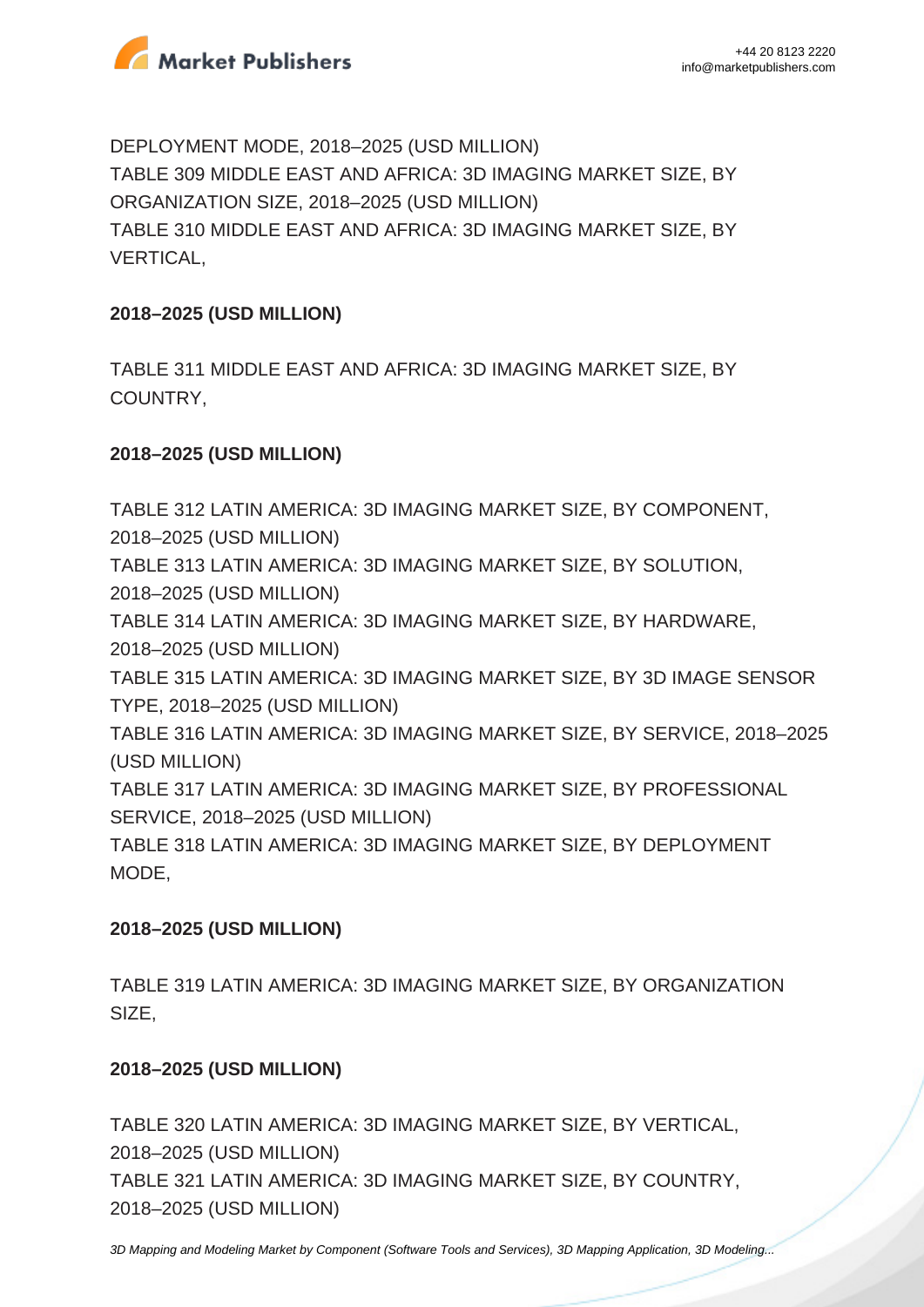DEPLOYMENT MODE, 2018–2025 (USD MILLION)
TABLE 309 MIDDLE EAST AND AFRICA: 3D IMAGING MARKET SIZE, BY ORGANIZATION SIZE, 2018–2025 (USD MILLION)
TABLE 310 MIDDLE EAST AND AFRICA: 3D IMAGING MARKET SIZE, BY VERTICAL,

**2018–2025 (USD MILLION)**

TABLE 311 MIDDLE EAST AND AFRICA: 3D IMAGING MARKET SIZE, BY COUNTRY,

**2018–2025 (USD MILLION)**

TABLE 312 LATIN AMERICA: 3D IMAGING MARKET SIZE, BY COMPONENT, 2018–2025 (USD MILLION)
TABLE 313 LATIN AMERICA: 3D IMAGING MARKET SIZE, BY SOLUTION, 2018–2025 (USD MILLION)
TABLE 314 LATIN AMERICA: 3D IMAGING MARKET SIZE, BY HARDWARE, 2018–2025 (USD MILLION)
TABLE 315 LATIN AMERICA: 3D IMAGING MARKET SIZE, BY 3D IMAGE SENSOR TYPE, 2018–2025 (USD MILLION)
TABLE 316 LATIN AMERICA: 3D IMAGING MARKET SIZE, BY SERVICE, 2018–2025 (USD MILLION)
TABLE 317 LATIN AMERICA: 3D IMAGING MARKET SIZE, BY PROFESSIONAL SERVICE, 2018–2025 (USD MILLION)
TABLE 318 LATIN AMERICA: 3D IMAGING MARKET SIZE, BY DEPLOYMENT MODE,

**2018–2025 (USD MILLION)**

TABLE 319 LATIN AMERICA: 3D IMAGING MARKET SIZE, BY ORGANIZATION SIZE,

**2018–2025 (USD MILLION)**

TABLE 320 LATIN AMERICA: 3D IMAGING MARKET SIZE, BY VERTICAL, 2018–2025 (USD MILLION)
TABLE 321 LATIN AMERICA: 3D IMAGING MARKET SIZE, BY COUNTRY, 2018–2025 (USD MILLION)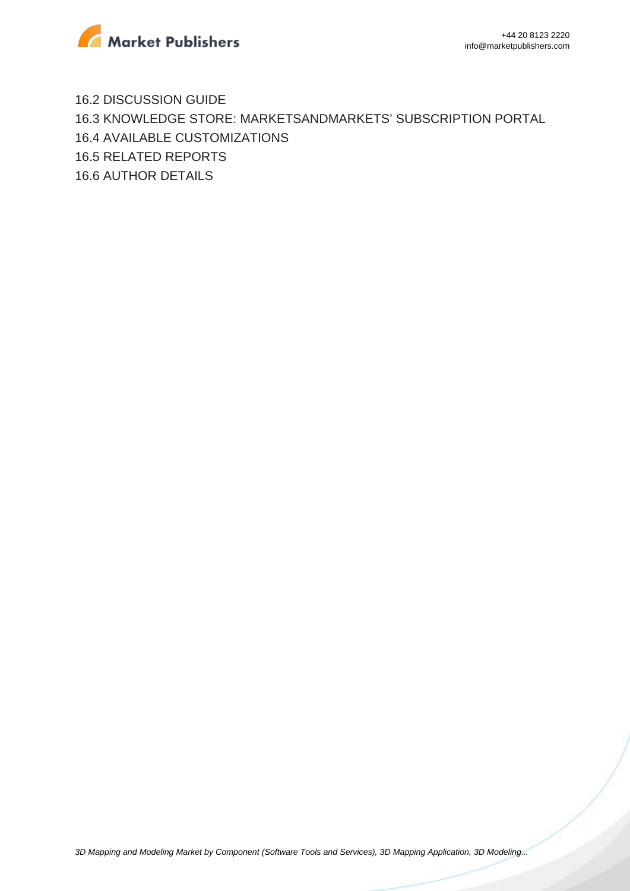16.2 DISCUSSION GUIDE

16.3 KNOWLEDGE STORE: MARKETSANDMARKETS' SUBSCRIPTION PORTAL

16.4 AVAILABLE CUSTOMIZATIONS

16.5 RELATED REPORTS

16.6 AUTHOR DETAILS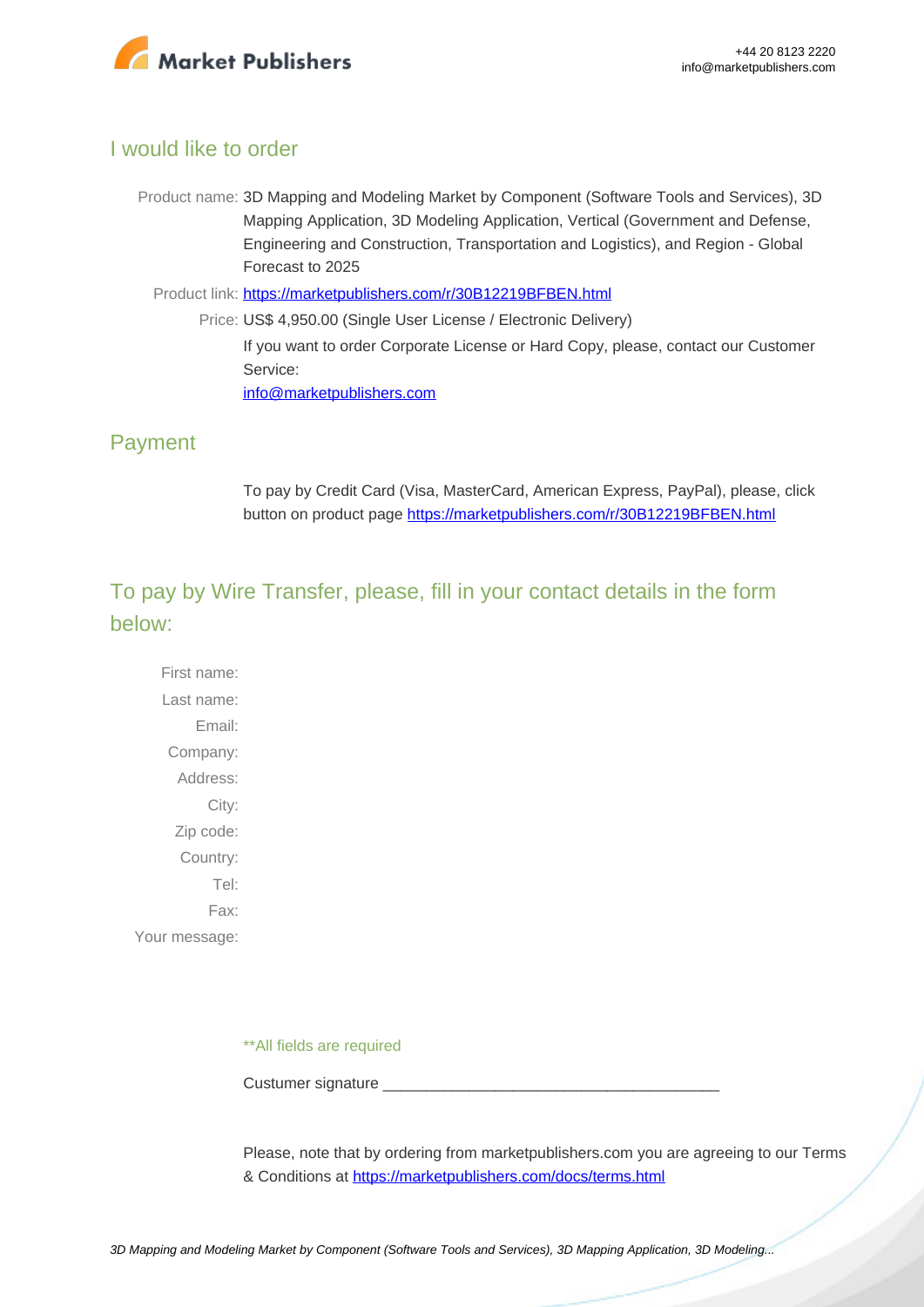## I would like to order

Product name: 3D Mapping and Modeling Market by Component (Software Tools and Services), 3D Mapping Application, 3D Modeling Application, Vertical (Government and Defense, Engineering and Construction, Transportation and Logistics), and Region - Global Forecast to 2025

Product link: [https://marketpublishers.com/r/30B12219BFBEN.html](https://marketpublishers.com/r/30B12219BFBEN.html)

Price: US$ 4,950.00 (Single User License / Electronic Delivery)

If you want to order Corporate License or Hard Copy, please, contact our Customer Service:

[info@marketpublishers.com](mailto:info@marketpublishers.com)

## Payment

To pay by Credit Card (Visa, MasterCard, American Express, PayPal), please, click button on product page [https://marketpublishers.com/r/30B12219BFBEN.html](https://marketpublishers.com/r/30B12219BFBEN.html)

## To pay by Wire Transfer, please, fill in your contact details in the form below:

First name:

Last name:

Email:

Company:

Address:

City:

Zip code:

Country:

Tel:

Fax:

Your message:

**All fields are required

Custumer signature _______________________________________

Please, note that by ordering from marketpublishers.com you are agreeing to our Terms & Conditions at [https://marketpublishers.com/docs/terms.html](https://marketpublishers.com/docs/terms.html)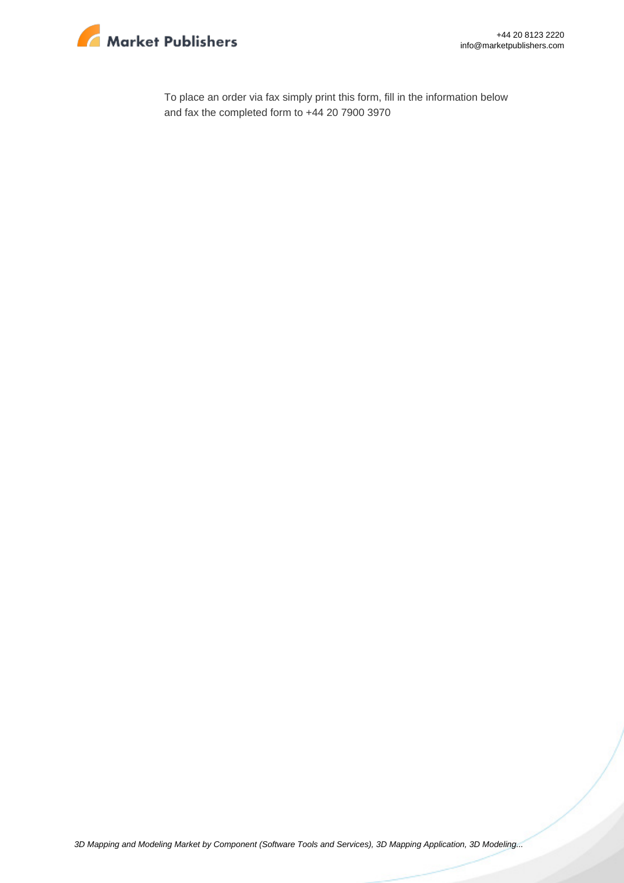To place an order via fax simply print this form, fill in the information below and fax the completed form to +44 20 7900 3970